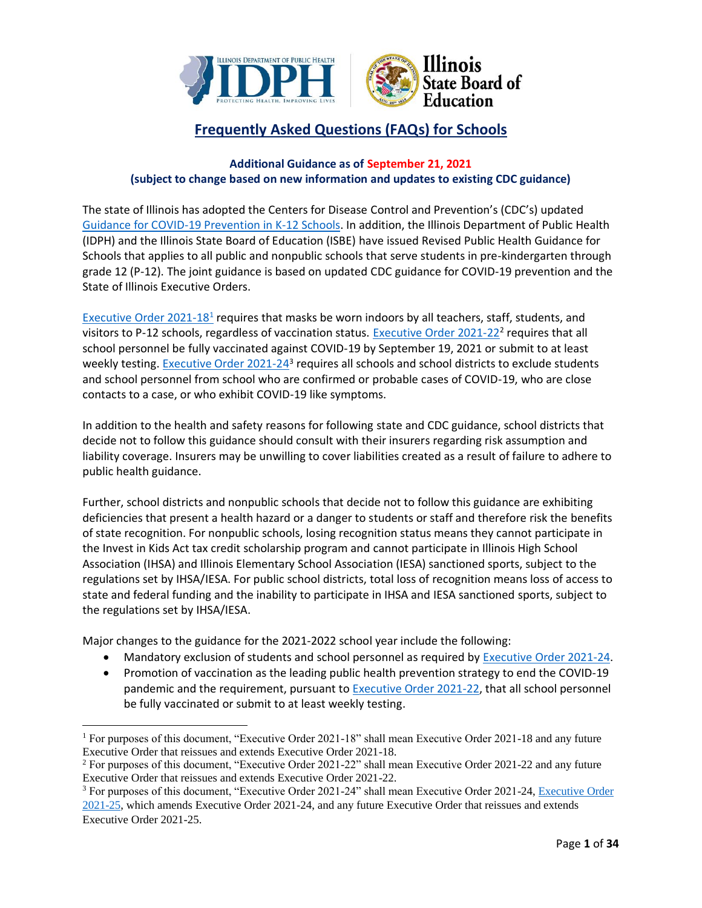# Frequently Asked Questions (FAQs) for Schools

**Additional Guidance as of September 21, 2021**
**(subject to change based on new information and updates to existing CDC guidance)**

The state of Illinois has adopted the Centers for Disease Control and Prevention's (CDC's) updated Guidance for COVID-19 Prevention in K-12 Schools. In addition, the Illinois Department of Public Health (IDPH) and the Illinois State Board of Education (ISBE) have issued Revised Public Health Guidance for Schools that applies to all public and nonpublic schools that serve students in pre-kindergarten through grade 12 (P-12). The joint guidance is based on updated CDC guidance for COVID-19 prevention and the State of Illinois Executive Orders.

Executive Order 2021-18[1] requires that masks be worn indoors by all teachers, staff, students, and visitors to P-12 schools, regardless of vaccination status. Executive Order 2021-22[2] requires that all school personnel be fully vaccinated against COVID-19 by September 19, 2021 or submit to at least weekly testing. Executive Order 2021-24[3] requires all schools and school districts to exclude students and school personnel from school who are confirmed or probable cases of COVID-19, who are close contacts to a case, or who exhibit COVID-19 like symptoms.

In addition to the health and safety reasons for following state and CDC guidance, school districts that decide not to follow this guidance should consult with their insurers regarding risk assumption and liability coverage. Insurers may be unwilling to cover liabilities created as a result of failure to adhere to public health guidance.

Further, school districts and nonpublic schools that decide not to follow this guidance are exhibiting deficiencies that present a health hazard or a danger to students or staff and therefore risk the benefits of state recognition. For nonpublic schools, losing recognition status means they cannot participate in the Invest in Kids Act tax credit scholarship program and cannot participate in Illinois High School Association (IHSA) and Illinois Elementary School Association (IESA) sanctioned sports, subject to the regulations set by IHSA/IESA. For public school districts, total loss of recognition means loss of access to state and federal funding and the inability to participate in IHSA and IESA sanctioned sports, subject to the regulations set by IHSA/IESA.

Major changes to the guidance for the 2021-2022 school year include the following:

- Mandatory exclusion of students and school personnel as required by Executive Order 2021-24.
- Promotion of vaccination as the leading public health prevention strategy to end the COVID-19 pandemic and the requirement, pursuant to Executive Order 2021-22, that all school personnel be fully vaccinated or submit to at least weekly testing.

---

[1] For purposes of this document, "Executive Order 2021-18" shall mean Executive Order 2021-18 and any future Executive Order that reissues and extends Executive Order 2021-18.

[2] For purposes of this document, "Executive Order 2021-22" shall mean Executive Order 2021-22 and any future Executive Order that reissues and extends Executive Order 2021-22.

[3] For purposes of this document, "Executive Order 2021-24" shall mean Executive Order 2021-24, Executive Order 2021-25, which amends Executive Order 2021-24, and any future Executive Order that reissues and extends Executive Order 2021-25.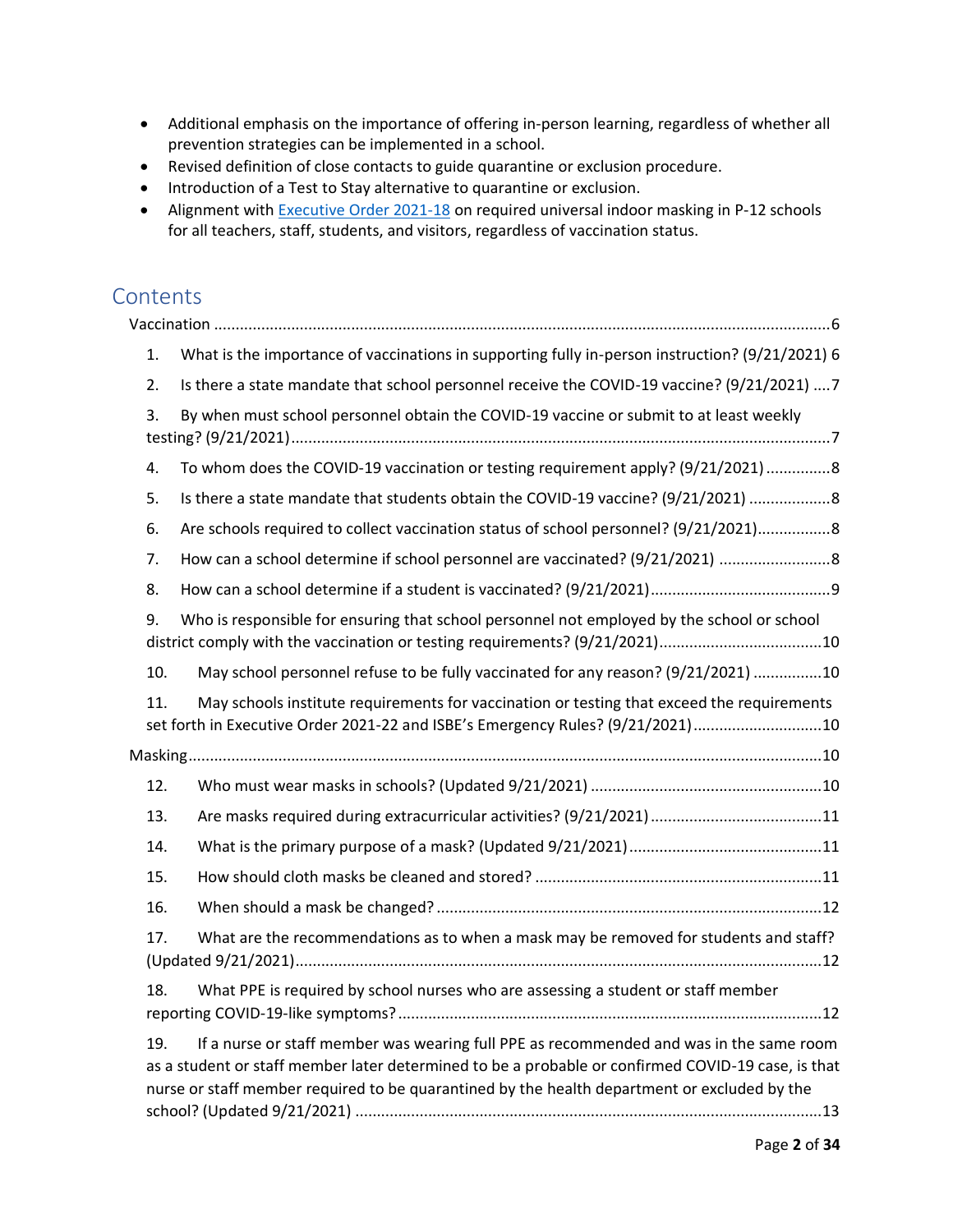- Additional emphasis on the importance of offering in-person learning, regardless of whether all prevention strategies can be implemented in a school.
- Revised definition of close contacts to guide quarantine or exclusion procedure.
- Introduction of a Test to Stay alternative to quarantine or exclusion.
- Alignment with [Executive Order 2021-18]() on required universal indoor masking in P-12 schools for all teachers, staff, students, and visitors, regardless of vaccination status.

## Contents

Vaccination ....6

1. What is the importance of vaccinations in supporting fully in-person instruction? (9/21/2021) 6
2. Is there a state mandate that school personnel receive the COVID-19 vaccine? (9/21/2021) ....7
3. By when must school personnel obtain the COVID-19 vaccine or submit to at least weekly testing? (9/21/2021) ....7
4. To whom does the COVID-19 vaccination or testing requirement apply? (9/21/2021) ....8
5. Is there a state mandate that students obtain the COVID-19 vaccine? (9/21/2021) ....8
6. Are schools required to collect vaccination status of school personnel? (9/21/2021) ....8
7. How can a school determine if school personnel are vaccinated? (9/21/2021) ....8
8. How can a school determine if a student is vaccinated? (9/21/2021) ....9
9. Who is responsible for ensuring that school personnel not employed by the school or school district comply with the vaccination or testing requirements? (9/21/2021) ....10
10. May school personnel refuse to be fully vaccinated for any reason? (9/21/2021) ....10
11. May schools institute requirements for vaccination or testing that exceed the requirements set forth in Executive Order 2021-22 and ISBE's Emergency Rules? (9/21/2021) ....10

Masking ....10

12. Who must wear masks in schools? (Updated 9/21/2021) ....10
13. Are masks required during extracurricular activities? (9/21/2021) ....11
14. What is the primary purpose of a mask? (Updated 9/21/2021) ....11
15. How should cloth masks be cleaned and stored? ....11
16. When should a mask be changed? ....12
17. What are the recommendations as to when a mask may be removed for students and staff? (Updated 9/21/2021) ....12
18. What PPE is required by school nurses who are assessing a student or staff member reporting COVID-19-like symptoms? ....12
19. If a nurse or staff member was wearing full PPE as recommended and was in the same room as a student or staff member later determined to be a probable or confirmed COVID-19 case, is that nurse or staff member required to be quarantined by the health department or excluded by the school? (Updated 9/21/2021) ....13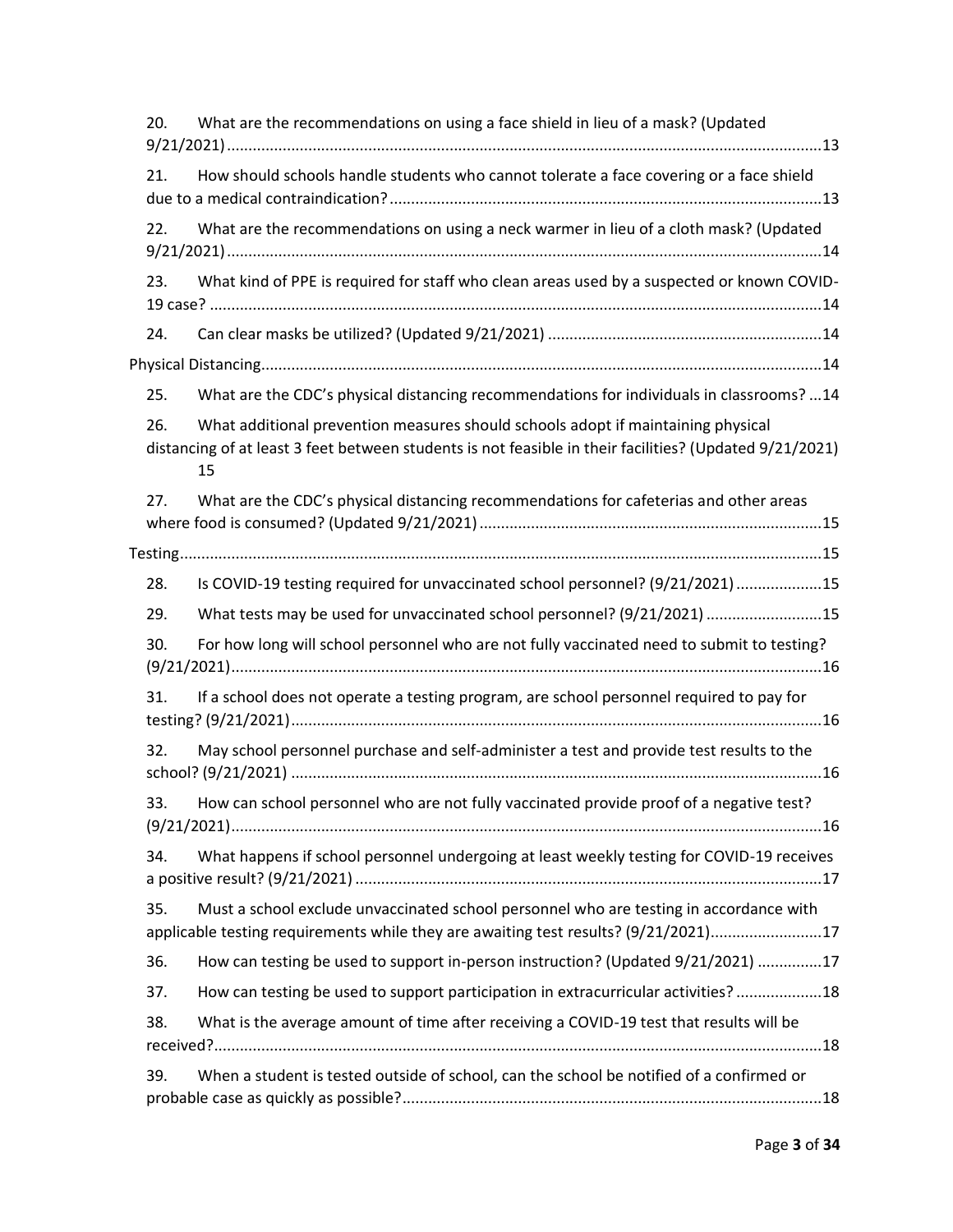20. What are the recommendations on using a face shield in lieu of a mask? (Updated 9/21/2021) ....... 13

21. How should schools handle students who cannot tolerate a face covering or a face shield due to a medical contraindication? ....... 13

22. What are the recommendations on using a neck warmer in lieu of a cloth mask? (Updated 9/21/2021) ....... 14

23. What kind of PPE is required for staff who clean areas used by a suspected or known COVID-19 case? ....... 14

24. Can clear masks be utilized? (Updated 9/21/2021) ....... 14

Physical Distancing ....... 14

25. What are the CDC's physical distancing recommendations for individuals in classrooms? ... 14

26. What additional prevention measures should schools adopt if maintaining physical distancing of at least 3 feet between students is not feasible in their facilities? (Updated 9/21/2021) 15

27. What are the CDC's physical distancing recommendations for cafeterias and other areas where food is consumed? (Updated 9/21/2021) ....... 15

Testing ....... 15

28. Is COVID-19 testing required for unvaccinated school personnel? (9/21/2021) ....... 15

29. What tests may be used for unvaccinated school personnel? (9/21/2021) ....... 15

30. For how long will school personnel who are not fully vaccinated need to submit to testing? (9/21/2021) ....... 16

31. If a school does not operate a testing program, are school personnel required to pay for testing? (9/21/2021) ....... 16

32. May school personnel purchase and self-administer a test and provide test results to the school? (9/21/2021) ....... 16

33. How can school personnel who are not fully vaccinated provide proof of a negative test? (9/21/2021) ....... 16

34. What happens if school personnel undergoing at least weekly testing for COVID-19 receives a positive result? (9/21/2021) ....... 17

35. Must a school exclude unvaccinated school personnel who are testing in accordance with applicable testing requirements while they are awaiting test results? (9/21/2021) ....... 17

36. How can testing be used to support in-person instruction? (Updated 9/21/2021) ....... 17

37. How can testing be used to support participation in extracurricular activities? ....... 18

38. What is the average amount of time after receiving a COVID-19 test that results will be received? ....... 18

39. When a student is tested outside of school, can the school be notified of a confirmed or probable case as quickly as possible? ....... 18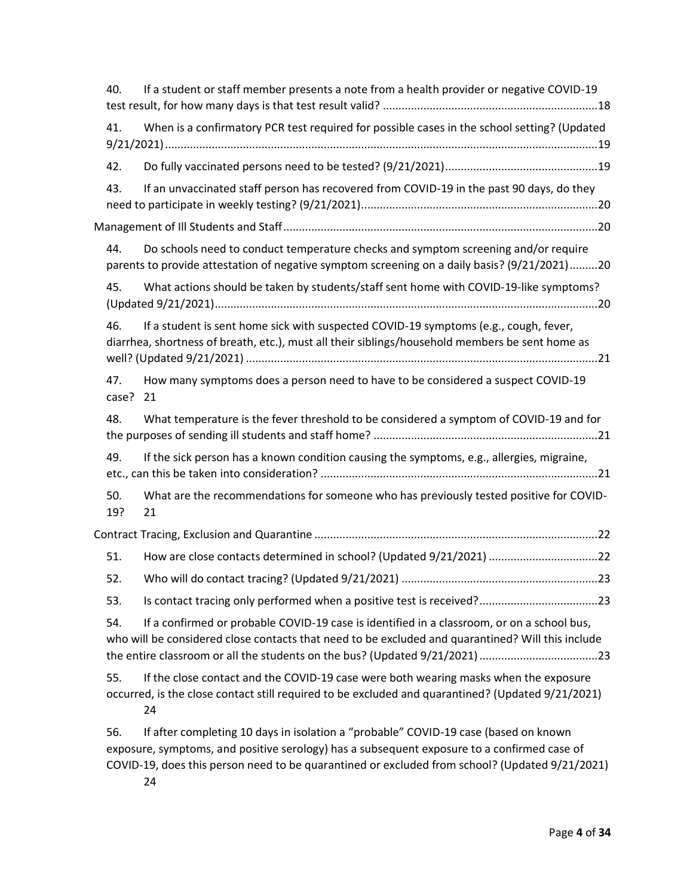40. If a student or staff member presents a note from a health provider or negative COVID-19 test result, for how many days is that test result valid? ....................................................................18

41. When is a confirmatory PCR test required for possible cases in the school setting? (Updated 9/21/2021) ..........................................................................................................................................19

42. Do fully vaccinated persons need to be tested? (9/21/2021) ................................................19

43. If an unvaccinated staff person has recovered from COVID-19 in the past 90 days, do they need to participate in weekly testing? (9/21/2021) ..........................................................................20

Management of Ill Students and Staff ....................................................................................................20

44. Do schools need to conduct temperature checks and symptom screening and/or require parents to provide attestation of negative symptom screening on a daily basis? (9/21/2021) .........20

45. What actions should be taken by students/staff sent home with COVID-19-like symptoms? (Updated 9/21/2021) ..........................................................................................................................20

46. If a student is sent home sick with suspected COVID-19 symptoms (e.g., cough, fever, diarrhea, shortness of breath, etc.), must all their siblings/household members be sent home as well? (Updated 9/21/2021) ................................................................................................................21

47. How many symptoms does a person need to have to be considered a suspect COVID-19 case? 21

48. What temperature is the fever threshold to be considered a symptom of COVID-19 and for the purposes of sending ill students and staff home? .......................................................................21

49. If the sick person has a known condition causing the symptoms, e.g., allergies, migraine, etc., can this be taken into consideration? ........................................................................................21

50. What are the recommendations for someone who has previously tested positive for COVID-19? 21

Contract Tracing, Exclusion and Quarantine ..........................................................................................22

51. How are close contacts determined in school? (Updated 9/21/2021) ...................................22

52. Who will do contact tracing? (Updated 9/21/2021) ..............................................................23

53. Is contact tracing only performed when a positive test is received? ......................................23

54. If a confirmed or probable COVID-19 case is identified in a classroom, or on a school bus, who will be considered close contacts that need to be excluded and quarantined? Will this include the entire classroom or all the students on the bus? (Updated 9/21/2021) ......................................23

55. If the close contact and the COVID-19 case were both wearing masks when the exposure occurred, is the close contact still required to be excluded and quarantined? (Updated 9/21/2021) 24

56. If after completing 10 days in isolation a "probable" COVID-19 case (based on known exposure, symptoms, and positive serology) has a subsequent exposure to a confirmed case of COVID-19, does this person need to be quarantined or excluded from school? (Updated 9/21/2021) 24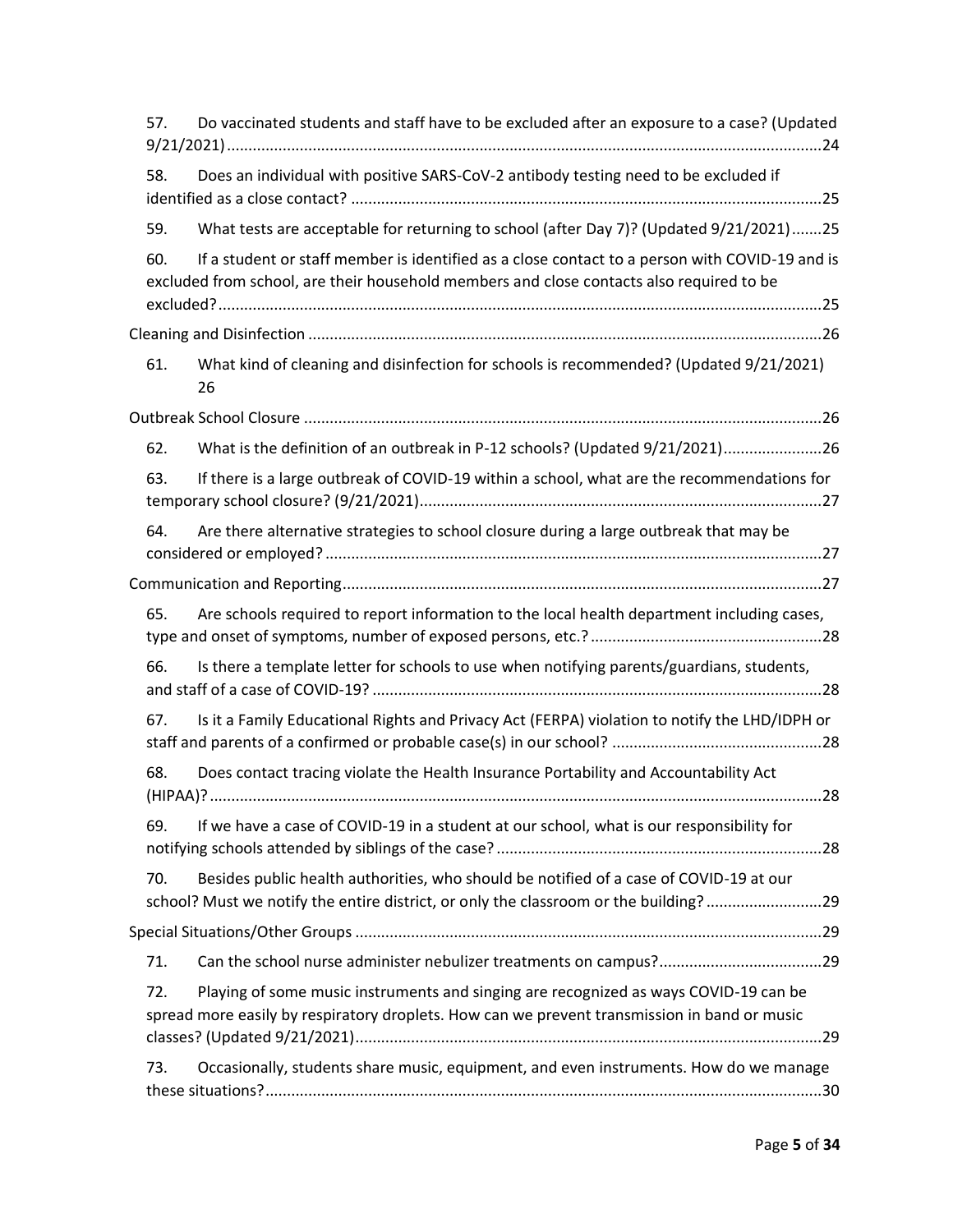57. Do vaccinated students and staff have to be excluded after an exposure to a case? (Updated 9/21/2021)........24

58. Does an individual with positive SARS-CoV-2 antibody testing need to be excluded if identified as a close contact? ........25

59. What tests are acceptable for returning to school (after Day 7)? (Updated 9/21/2021).......25

60. If a student or staff member is identified as a close contact to a person with COVID-19 and is excluded from school, are their household members and close contacts also required to be excluded?........25

Cleaning and Disinfection ........26

61. What kind of cleaning and disinfection for schools is recommended? (Updated 9/21/2021) 26

Outbreak School Closure ........26

62. What is the definition of an outbreak in P-12 schools? (Updated 9/21/2021)........26

63. If there is a large outbreak of COVID-19 within a school, what are the recommendations for temporary school closure? (9/21/2021)........27

64. Are there alternative strategies to school closure during a large outbreak that may be considered or employed?........27

Communication and Reporting........27

65. Are schools required to report information to the local health department including cases, type and onset of symptoms, number of exposed persons, etc.?........28

66. Is there a template letter for schools to use when notifying parents/guardians, students, and staff of a case of COVID-19?........28

67. Is it a Family Educational Rights and Privacy Act (FERPA) violation to notify the LHD/IDPH or staff and parents of a confirmed or probable case(s) in our school? ........28

68. Does contact tracing violate the Health Insurance Portability and Accountability Act (HIPAA)?........28

69. If we have a case of COVID-19 in a student at our school, what is our responsibility for notifying schools attended by siblings of the case?........28

70. Besides public health authorities, who should be notified of a case of COVID-19 at our school? Must we notify the entire district, or only the classroom or the building?........29

Special Situations/Other Groups ........29

71. Can the school nurse administer nebulizer treatments on campus?........29

72. Playing of some music instruments and singing are recognized as ways COVID-19 can be spread more easily by respiratory droplets. How can we prevent transmission in band or music classes? (Updated 9/21/2021)........29

73. Occasionally, students share music, equipment, and even instruments. How do we manage these situations?........30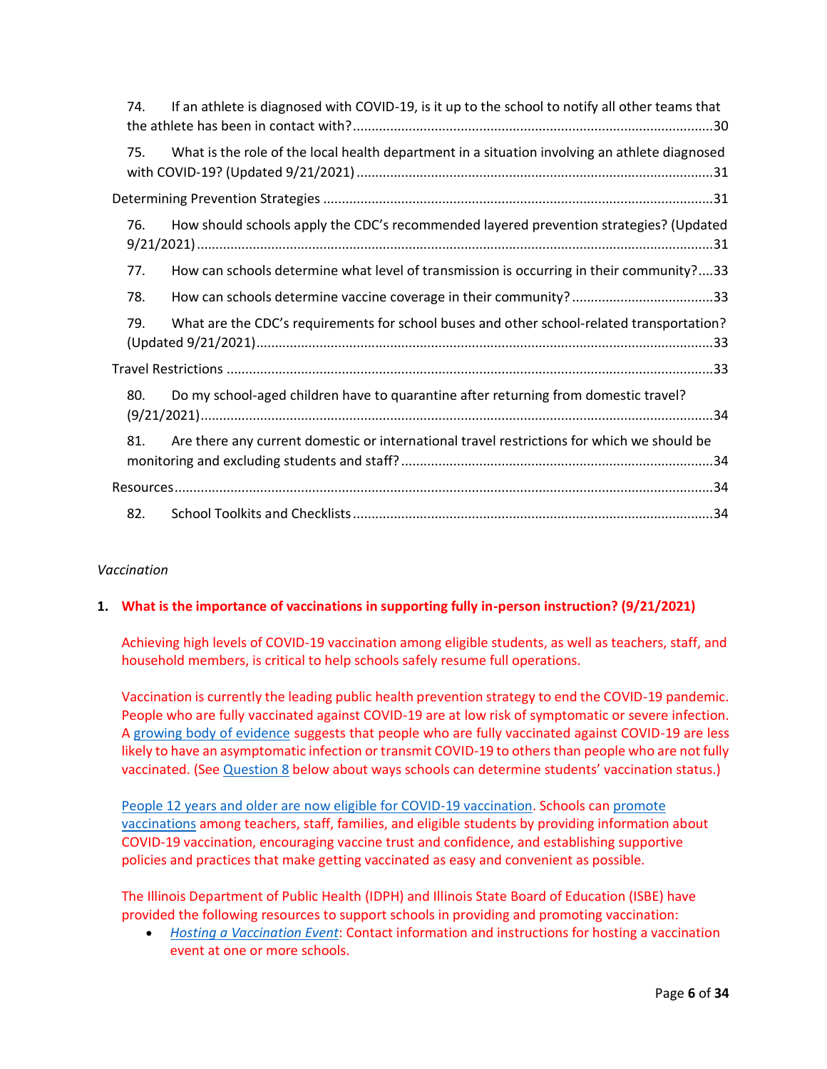74. If an athlete is diagnosed with COVID-19, is it up to the school to notify all other teams that the athlete has been in contact with? ........ 30

75. What is the role of the local health department in a situation involving an athlete diagnosed with COVID-19? (Updated 9/21/2021) ........ 31

Determining Prevention Strategies ........ 31

76. How should schools apply the CDC's recommended layered prevention strategies? (Updated 9/21/2021) ........ 31

77. How can schools determine what level of transmission is occurring in their community? ........ 33

78. How can schools determine vaccine coverage in their community? ........ 33

79. What are the CDC's requirements for school buses and other school-related transportation? (Updated 9/21/2021) ........ 33

Travel Restrictions ........ 33

80. Do my school-aged children have to quarantine after returning from domestic travel? (9/21/2021) ........ 34

81. Are there any current domestic or international travel restrictions for which we should be monitoring and excluding students and staff? ........ 34

Resources ........ 34

82. School Toolkits and Checklists ........ 34

*Vaccination*

**1. What is the importance of vaccinations in supporting fully in-person instruction? (9/21/2021)**

Achieving high levels of COVID-19 vaccination among eligible students, as well as teachers, staff, and household members, is critical to help schools safely resume full operations.

Vaccination is currently the leading public health prevention strategy to end the COVID-19 pandemic. People who are fully vaccinated against COVID-19 are at low risk of symptomatic or severe infection. A growing body of evidence suggests that people who are fully vaccinated against COVID-19 are less likely to have an asymptomatic infection or transmit COVID-19 to others than people who are not fully vaccinated. (See Question 8 below about ways schools can determine students' vaccination status.)

People 12 years and older are now eligible for COVID-19 vaccination. Schools can promote vaccinations among teachers, staff, families, and eligible students by providing information about COVID-19 vaccination, encouraging vaccine trust and confidence, and establishing supportive policies and practices that make getting vaccinated as easy and convenient as possible.

The Illinois Department of Public Health (IDPH) and Illinois State Board of Education (ISBE) have provided the following resources to support schools in providing and promoting vaccination:

- *Hosting a Vaccination Event*: Contact information and instructions for hosting a vaccination event at one or more schools.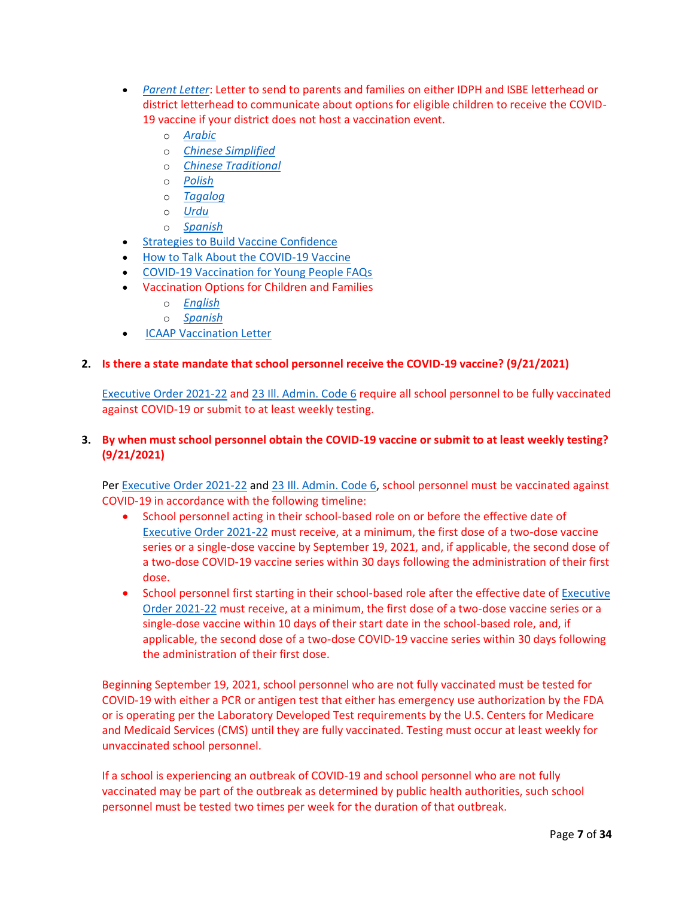- *Parent Letter*: Letter to send to parents and families on either IDPH and ISBE letterhead or district letterhead to communicate about options for eligible children to receive the COVID-19 vaccine if your district does not host a vaccination event.
    - *Arabic*
    - *Chinese Simplified*
    - *Chinese Traditional*
    - *Polish*
    - *Tagalog*
    - *Urdu*
    - *Spanish*
- Strategies to Build Vaccine Confidence
- How to Talk About the COVID-19 Vaccine
- COVID-19 Vaccination for Young People FAQs
- Vaccination Options for Children and Families
    - *English*
    - *Spanish*
- ICAAP Vaccination Letter

**2. Is there a state mandate that school personnel receive the COVID-19 vaccine? (9/21/2021)**

Executive Order 2021-22 and 23 Ill. Admin. Code 6 require all school personnel to be fully vaccinated against COVID-19 or submit to at least weekly testing.

**3. By when must school personnel obtain the COVID-19 vaccine or submit to at least weekly testing? (9/21/2021)**

Per Executive Order 2021-22 and 23 Ill. Admin. Code 6, school personnel must be vaccinated against COVID-19 in accordance with the following timeline:

- School personnel acting in their school-based role on or before the effective date of Executive Order 2021-22 must receive, at a minimum, the first dose of a two-dose vaccine series or a single-dose vaccine by September 19, 2021, and, if applicable, the second dose of a two-dose COVID-19 vaccine series within 30 days following the administration of their first dose.
- School personnel first starting in their school-based role after the effective date of Executive Order 2021-22 must receive, at a minimum, the first dose of a two-dose vaccine series or a single-dose vaccine within 10 days of their start date in the school-based role, and, if applicable, the second dose of a two-dose COVID-19 vaccine series within 30 days following the administration of their first dose.

Beginning September 19, 2021, school personnel who are not fully vaccinated must be tested for COVID-19 with either a PCR or antigen test that either has emergency use authorization by the FDA or is operating per the Laboratory Developed Test requirements by the U.S. Centers for Medicare and Medicaid Services (CMS) until they are fully vaccinated. Testing must occur at least weekly for unvaccinated school personnel.

If a school is experiencing an outbreak of COVID-19 and school personnel who are not fully vaccinated may be part of the outbreak as determined by public health authorities, such school personnel must be tested two times per week for the duration of that outbreak.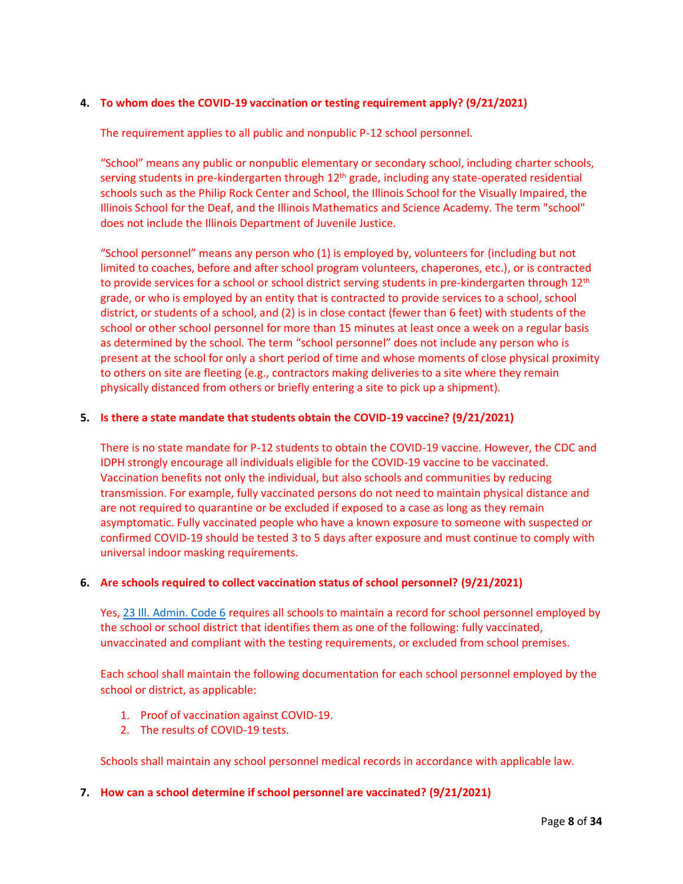**4. To whom does the COVID-19 vaccination or testing requirement apply? (9/21/2021)**

The requirement applies to all public and nonpublic P-12 school personnel.

"School" means any public or nonpublic elementary or secondary school, including charter schools, serving students in pre-kindergarten through 12th grade, including any state-operated residential schools such as the Philip Rock Center and School, the Illinois School for the Visually Impaired, the Illinois School for the Deaf, and the Illinois Mathematics and Science Academy. The term "school" does not include the Illinois Department of Juvenile Justice.

"School personnel" means any person who (1) is employed by, volunteers for (including but not limited to coaches, before and after school program volunteers, chaperones, etc.), or is contracted to provide services for a school or school district serving students in pre-kindergarten through 12th grade, or who is employed by an entity that is contracted to provide services to a school, school district, or students of a school, and (2) is in close contact (fewer than 6 feet) with students of the school or other school personnel for more than 15 minutes at least once a week on a regular basis as determined by the school. The term "school personnel" does not include any person who is present at the school for only a short period of time and whose moments of close physical proximity to others on site are fleeting (e.g., contractors making deliveries to a site where they remain physically distanced from others or briefly entering a site to pick up a shipment).

**5. Is there a state mandate that students obtain the COVID-19 vaccine? (9/21/2021)**

There is no state mandate for P-12 students to obtain the COVID-19 vaccine. However, the CDC and IDPH strongly encourage all individuals eligible for the COVID-19 vaccine to be vaccinated. Vaccination benefits not only the individual, but also schools and communities by reducing transmission. For example, fully vaccinated persons do not need to maintain physical distance and are not required to quarantine or be excluded if exposed to a case as long as they remain asymptomatic. Fully vaccinated people who have a known exposure to someone with suspected or confirmed COVID-19 should be tested 3 to 5 days after exposure and must continue to comply with universal indoor masking requirements.

**6. Are schools required to collect vaccination status of school personnel? (9/21/2021)**

Yes, 23 Ill. Admin. Code 6 requires all schools to maintain a record for school personnel employed by the school or school district that identifies them as one of the following: fully vaccinated, unvaccinated and compliant with the testing requirements, or excluded from school premises.

Each school shall maintain the following documentation for each school personnel employed by the school or district, as applicable:

1. Proof of vaccination against COVID-19.
2. The results of COVID-19 tests.

Schools shall maintain any school personnel medical records in accordance with applicable law.

**7. How can a school determine if school personnel are vaccinated? (9/21/2021)**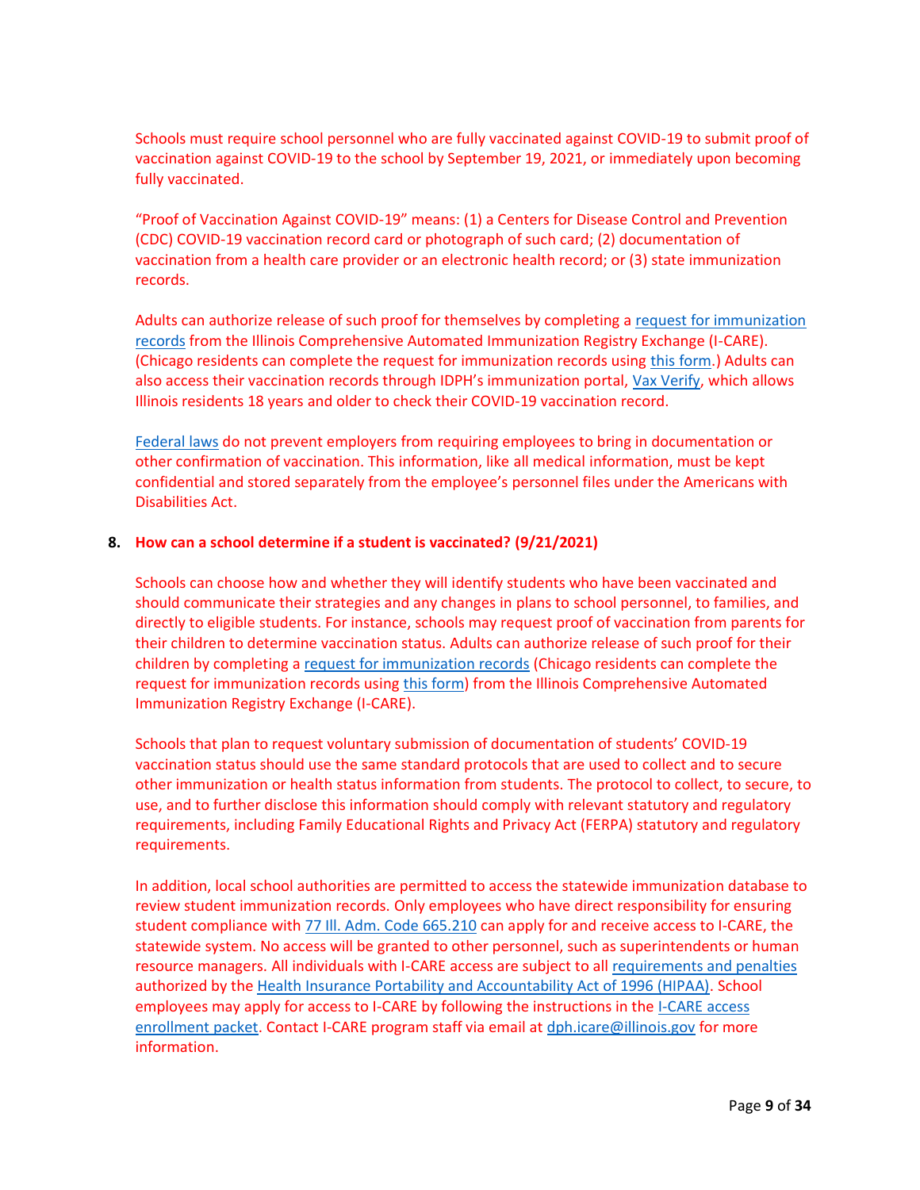Schools must require school personnel who are fully vaccinated against COVID-19 to submit proof of vaccination against COVID-19 to the school by September 19, 2021, or immediately upon becoming fully vaccinated.

"Proof of Vaccination Against COVID-19" means: (1) a Centers for Disease Control and Prevention (CDC) COVID-19 vaccination record card or photograph of such card; (2) documentation of vaccination from a health care provider or an electronic health record; or (3) state immunization records.

Adults can authorize release of such proof for themselves by completing a request for immunization records from the Illinois Comprehensive Automated Immunization Registry Exchange (I-CARE). (Chicago residents can complete the request for immunization records using this form.) Adults can also access their vaccination records through IDPH's immunization portal, Vax Verify, which allows Illinois residents 18 years and older to check their COVID-19 vaccination record.

Federal laws do not prevent employers from requiring employees to bring in documentation or other confirmation of vaccination. This information, like all medical information, must be kept confidential and stored separately from the employee's personnel files under the Americans with Disabilities Act.

**8. How can a school determine if a student is vaccinated? (9/21/2021)**

Schools can choose how and whether they will identify students who have been vaccinated and should communicate their strategies and any changes in plans to school personnel, to families, and directly to eligible students. For instance, schools may request proof of vaccination from parents for their children to determine vaccination status. Adults can authorize release of such proof for their children by completing a request for immunization records (Chicago residents can complete the request for immunization records using this form) from the Illinois Comprehensive Automated Immunization Registry Exchange (I-CARE).

Schools that plan to request voluntary submission of documentation of students' COVID-19 vaccination status should use the same standard protocols that are used to collect and to secure other immunization or health status information from students. The protocol to collect, to secure, to use, and to further disclose this information should comply with relevant statutory and regulatory requirements, including Family Educational Rights and Privacy Act (FERPA) statutory and regulatory requirements.

In addition, local school authorities are permitted to access the statewide immunization database to review student immunization records. Only employees who have direct responsibility for ensuring student compliance with 77 Ill. Adm. Code 665.210 can apply for and receive access to I-CARE, the statewide system. No access will be granted to other personnel, such as superintendents or human resource managers. All individuals with I-CARE access are subject to all requirements and penalties authorized by the Health Insurance Portability and Accountability Act of 1996 (HIPAA). School employees may apply for access to I-CARE by following the instructions in the I-CARE access enrollment packet. Contact I-CARE program staff via email at dph.icare@illinois.gov for more information.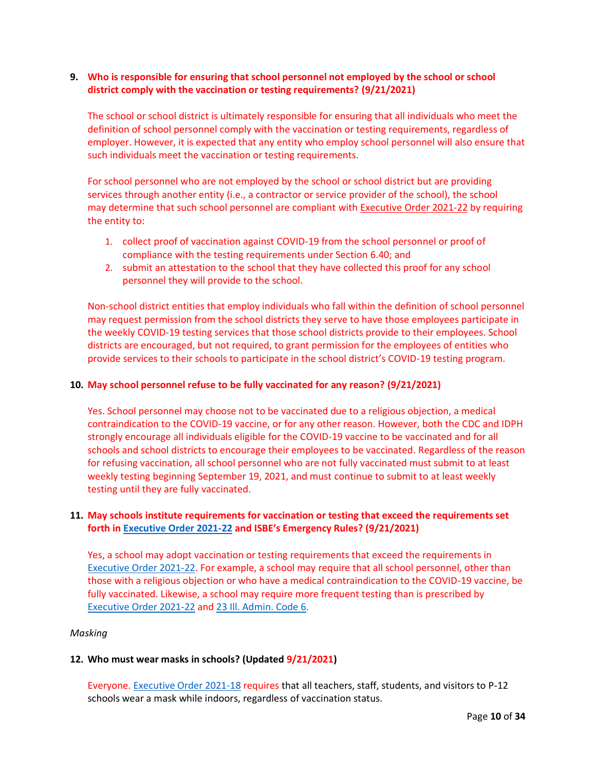**9. Who is responsible for ensuring that school personnel not employed by the school or school district comply with the vaccination or testing requirements? (9/21/2021)**

The school or school district is ultimately responsible for ensuring that all individuals who meet the definition of school personnel comply with the vaccination or testing requirements, regardless of employer. However, it is expected that any entity who employ school personnel will also ensure that such individuals meet the vaccination or testing requirements.

For school personnel who are not employed by the school or school district but are providing services through another entity (i.e., a contractor or service provider of the school), the school may determine that such school personnel are compliant with Executive Order 2021-22 by requiring the entity to:

1. collect proof of vaccination against COVID-19 from the school personnel or proof of compliance with the testing requirements under Section 6.40; and
2. submit an attestation to the school that they have collected this proof for any school personnel they will provide to the school.

Non-school district entities that employ individuals who fall within the definition of school personnel may request permission from the school districts they serve to have those employees participate in the weekly COVID-19 testing services that those school districts provide to their employees. School districts are encouraged, but not required, to grant permission for the employees of entities who provide services to their schools to participate in the school district's COVID-19 testing program.

**10. May school personnel refuse to be fully vaccinated for any reason? (9/21/2021)**

Yes. School personnel may choose not to be vaccinated due to a religious objection, a medical contraindication to the COVID-19 vaccine, or for any other reason. However, both the CDC and IDPH strongly encourage all individuals eligible for the COVID-19 vaccine to be vaccinated and for all schools and school districts to encourage their employees to be vaccinated. Regardless of the reason for refusing vaccination, all school personnel who are not fully vaccinated must submit to at least weekly testing beginning September 19, 2021, and must continue to submit to at least weekly testing until they are fully vaccinated.

**11. May schools institute requirements for vaccination or testing that exceed the requirements set forth in Executive Order 2021-22 and ISBE's Emergency Rules? (9/21/2021)**

Yes, a school may adopt vaccination or testing requirements that exceed the requirements in Executive Order 2021-22. For example, a school may require that all school personnel, other than those with a religious objection or who have a medical contraindication to the COVID-19 vaccine, be fully vaccinated. Likewise, a school may require more frequent testing than is prescribed by Executive Order 2021-22 and 23 Ill. Admin. Code 6.

*Masking*

**12. Who must wear masks in schools? (Updated 9/21/2021)**

Everyone. Executive Order 2021-18 requires that all teachers, staff, students, and visitors to P-12 schools wear a mask while indoors, regardless of vaccination status.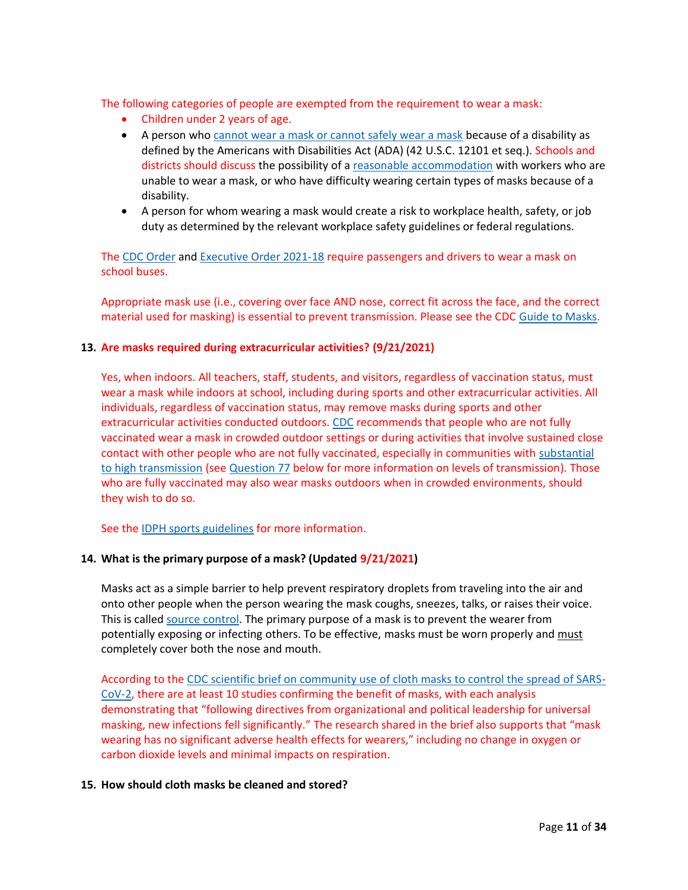The following categories of people are exempted from the requirement to wear a mask:

- Children under 2 years of age.
- A person who cannot wear a mask or cannot safely wear a mask because of a disability as defined by the Americans with Disabilities Act (ADA) (42 U.S.C. 12101 et seq.). Schools and districts should discuss the possibility of a reasonable accommodation with workers who are unable to wear a mask, or who have difficulty wearing certain types of masks because of a disability.
- A person for whom wearing a mask would create a risk to workplace health, safety, or job duty as determined by the relevant workplace safety guidelines or federal regulations.

The CDC Order and Executive Order 2021-18 require passengers and drivers to wear a mask on school buses.

Appropriate mask use (i.e., covering over face AND nose, correct fit across the face, and the correct material used for masking) is essential to prevent transmission. Please see the CDC Guide to Masks.

**13. Are masks required during extracurricular activities? (9/21/2021)**

Yes, when indoors. All teachers, staff, students, and visitors, regardless of vaccination status, must wear a mask while indoors at school, including during sports and other extracurricular activities. All individuals, regardless of vaccination status, may remove masks during sports and other extracurricular activities conducted outdoors. CDC recommends that people who are not fully vaccinated wear a mask in crowded outdoor settings or during activities that involve sustained close contact with other people who are not fully vaccinated, especially in communities with substantial to high transmission (see Question 77 below for more information on levels of transmission). Those who are fully vaccinated may also wear masks outdoors when in crowded environments, should they wish to do so.

See the IDPH sports guidelines for more information.

**14. What is the primary purpose of a mask? (Updated 9/21/2021)**

Masks act as a simple barrier to help prevent respiratory droplets from traveling into the air and onto other people when the person wearing the mask coughs, sneezes, talks, or raises their voice. This is called source control. The primary purpose of a mask is to prevent the wearer from potentially exposing or infecting others. To be effective, masks must be worn properly and must completely cover both the nose and mouth.

According to the CDC scientific brief on community use of cloth masks to control the spread of SARS-CoV-2, there are at least 10 studies confirming the benefit of masks, with each analysis demonstrating that "following directives from organizational and political leadership for universal masking, new infections fell significantly." The research shared in the brief also supports that "mask wearing has no significant adverse health effects for wearers," including no change in oxygen or carbon dioxide levels and minimal impacts on respiration.

**15. How should cloth masks be cleaned and stored?**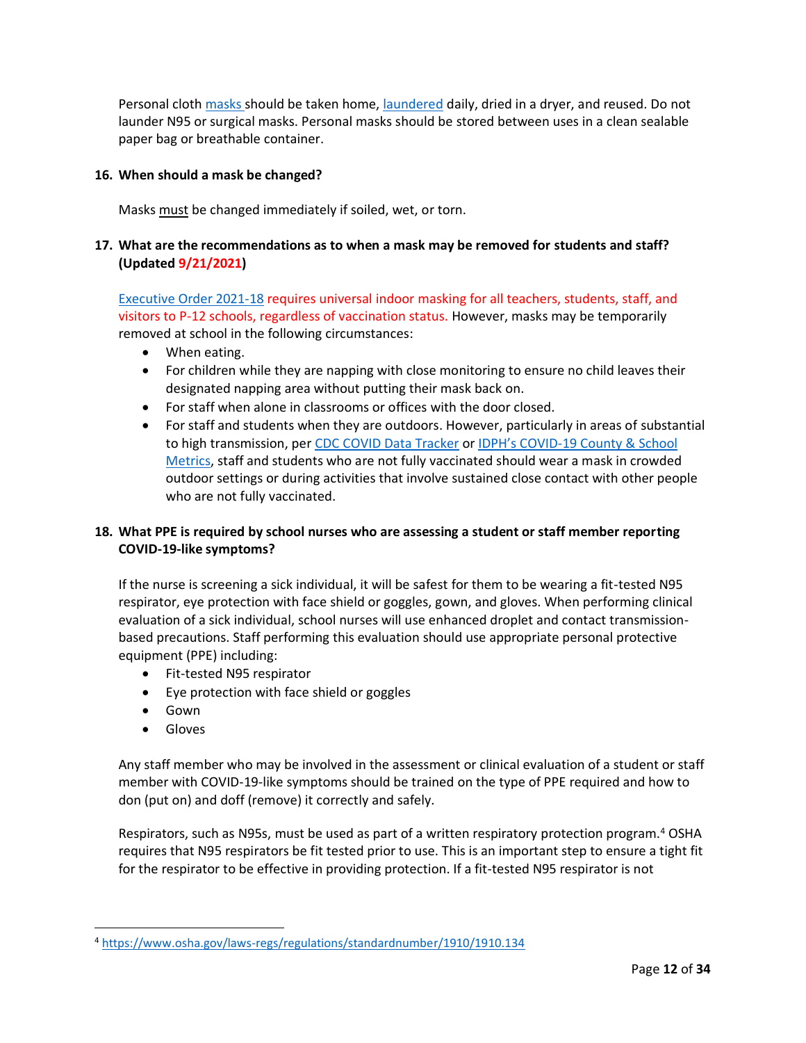Personal cloth masks should be taken home, laundered daily, dried in a dryer, and reused. Do not launder N95 or surgical masks. Personal masks should be stored between uses in a clean sealable paper bag or breathable container.

**16. When should a mask be changed?**

Masks must be changed immediately if soiled, wet, or torn.

**17. What are the recommendations as to when a mask may be removed for students and staff? (Updated 9/21/2021)**

Executive Order 2021-18 requires universal indoor masking for all teachers, students, staff, and visitors to P-12 schools, regardless of vaccination status. However, masks may be temporarily removed at school in the following circumstances:

- When eating.
- For children while they are napping with close monitoring to ensure no child leaves their designated napping area without putting their mask back on.
- For staff when alone in classrooms or offices with the door closed.
- For staff and students when they are outdoors. However, particularly in areas of substantial to high transmission, per CDC COVID Data Tracker or IDPH's COVID-19 County & School Metrics, staff and students who are not fully vaccinated should wear a mask in crowded outdoor settings or during activities that involve sustained close contact with other people who are not fully vaccinated.

**18. What PPE is required by school nurses who are assessing a student or staff member reporting COVID-19-like symptoms?**

If the nurse is screening a sick individual, it will be safest for them to be wearing a fit-tested N95 respirator, eye protection with face shield or goggles, gown, and gloves. When performing clinical evaluation of a sick individual, school nurses will use enhanced droplet and contact transmission-based precautions. Staff performing this evaluation should use appropriate personal protective equipment (PPE) including:

- Fit-tested N95 respirator
- Eye protection with face shield or goggles
- Gown
- Gloves

Any staff member who may be involved in the assessment or clinical evaluation of a student or staff member with COVID-19-like symptoms should be trained on the type of PPE required and how to don (put on) and doff (remove) it correctly and safely.

Respirators, such as N95s, must be used as part of a written respiratory protection program.[4] OSHA requires that N95 respirators be fit tested prior to use. This is an important step to ensure a tight fit for the respirator to be effective in providing protection. If a fit-tested N95 respirator is not

---

[4] https://www.osha.gov/laws-regs/regulations/standardnumber/1910/1910.134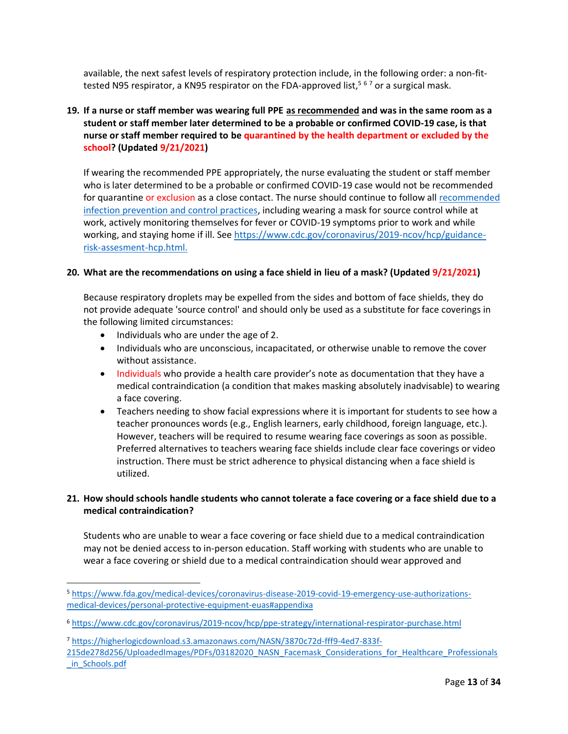available, the next safest levels of respiratory protection include, in the following order: a non-fit-tested N95 respirator, a KN95 respirator on the FDA-approved list,[5] [6] [7] or a surgical mask.

**19. If a nurse or staff member was wearing full PPE <u>as recommended</u> and was in the same room as a student or staff member later determined to be a probable or confirmed COVID-19 case, is that nurse or staff member required to be quarantined by the health department or excluded by the school? (Updated 9/21/2021)**

If wearing the recommended PPE appropriately, the nurse evaluating the student or staff member who is later determined to be a probable or confirmed COVID-19 case would not be recommended for quarantine or exclusion as a close contact. The nurse should continue to follow all recommended infection prevention and control practices, including wearing a mask for source control while at work, actively monitoring themselves for fever or COVID-19 symptoms prior to work and while working, and staying home if ill. See https://www.cdc.gov/coronavirus/2019-ncov/hcp/guidance-risk-assesment-hcp.html.

**20. What are the recommendations on using a face shield in lieu of a mask? (Updated 9/21/2021)**

Because respiratory droplets may be expelled from the sides and bottom of face shields, they do not provide adequate 'source control' and should only be used as a substitute for face coverings in the following limited circumstances:

- Individuals who are under the age of 2.
- Individuals who are unconscious, incapacitated, or otherwise unable to remove the cover without assistance.
- Individuals who provide a health care provider's note as documentation that they have a medical contraindication (a condition that makes masking absolutely inadvisable) to wearing a face covering.
- Teachers needing to show facial expressions where it is important for students to see how a teacher pronounces words (e.g., English learners, early childhood, foreign language, etc.). However, teachers will be required to resume wearing face coverings as soon as possible. Preferred alternatives to teachers wearing face shields include clear face coverings or video instruction. There must be strict adherence to physical distancing when a face shield is utilized.

**21. How should schools handle students who cannot tolerate a face covering or a face shield due to a medical contraindication?**

Students who are unable to wear a face covering or face shield due to a medical contraindication may not be denied access to in-person education. Staff working with students who are unable to wear a face covering or shield due to a medical contraindication should wear approved and

---

[5] https://www.fda.gov/medical-devices/coronavirus-disease-2019-covid-19-emergency-use-authorizations-medical-devices/personal-protective-equipment-euas#appendixa

[6] https://www.cdc.gov/coronavirus/2019-ncov/hcp/ppe-strategy/international-respirator-purchase.html

[7] https://higherlogicdownload.s3.amazonaws.com/NASN/3870c72d-fff9-4ed7-833f-215de278d256/UploadedImages/PDFs/03182020_NASN_Facemask_Considerations_for_Healthcare_Professionals_in_Schools.pdf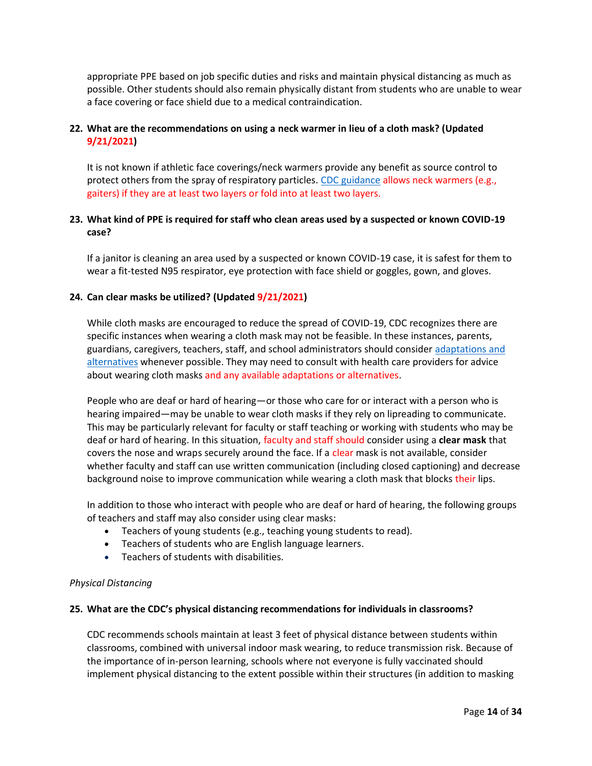appropriate PPE based on job specific duties and risks and maintain physical distancing as much as possible. Other students should also remain physically distant from students who are unable to wear a face covering or face shield due to a medical contraindication.

**22. What are the recommendations on using a neck warmer in lieu of a cloth mask? (Updated 9/21/2021)**

It is not known if athletic face coverings/neck warmers provide any benefit as source control to protect others from the spray of respiratory particles. CDC guidance allows neck warmers (e.g., gaiters) if they are at least two layers or fold into at least two layers.

**23. What kind of PPE is required for staff who clean areas used by a suspected or known COVID-19 case?**

If a janitor is cleaning an area used by a suspected or known COVID-19 case, it is safest for them to wear a fit-tested N95 respirator, eye protection with face shield or goggles, gown, and gloves.

**24. Can clear masks be utilized? (Updated 9/21/2021)**

While cloth masks are encouraged to reduce the spread of COVID-19, CDC recognizes there are specific instances when wearing a cloth mask may not be feasible. In these instances, parents, guardians, caregivers, teachers, staff, and school administrators should consider adaptations and alternatives whenever possible. They may need to consult with health care providers for advice about wearing cloth masks and any available adaptations or alternatives.

People who are deaf or hard of hearing—or those who care for or interact with a person who is hearing impaired—may be unable to wear cloth masks if they rely on lipreading to communicate. This may be particularly relevant for faculty or staff teaching or working with students who may be deaf or hard of hearing. In this situation, faculty and staff should consider using a **clear mask** that covers the nose and wraps securely around the face. If a clear mask is not available, consider whether faculty and staff can use written communication (including closed captioning) and decrease background noise to improve communication while wearing a cloth mask that blocks their lips.

In addition to those who interact with people who are deaf or hard of hearing, the following groups of teachers and staff may also consider using clear masks:

- Teachers of young students (e.g., teaching young students to read).
- Teachers of students who are English language learners.
- Teachers of students with disabilities.

*Physical Distancing*

**25. What are the CDC's physical distancing recommendations for individuals in classrooms?**

CDC recommends schools maintain at least 3 feet of physical distance between students within classrooms, combined with universal indoor mask wearing, to reduce transmission risk. Because of the importance of in-person learning, schools where not everyone is fully vaccinated should implement physical distancing to the extent possible within their structures (in addition to masking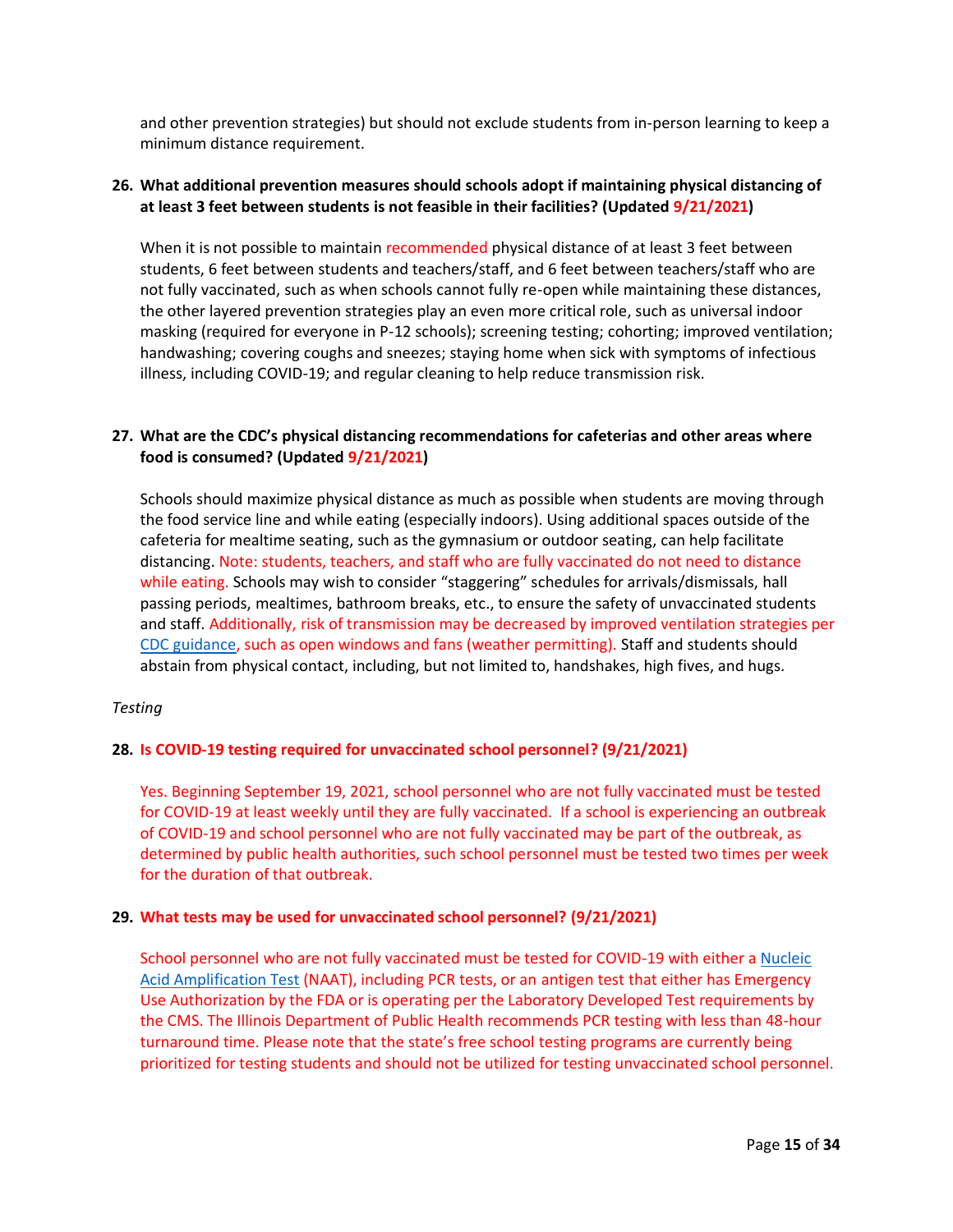and other prevention strategies) but should not exclude students from in-person learning to keep a minimum distance requirement.

**26. What additional prevention measures should schools adopt if maintaining physical distancing of at least 3 feet between students is not feasible in their facilities? (Updated 9/21/2021)**

When it is not possible to maintain recommended physical distance of at least 3 feet between students, 6 feet between students and teachers/staff, and 6 feet between teachers/staff who are not fully vaccinated, such as when schools cannot fully re-open while maintaining these distances, the other layered prevention strategies play an even more critical role, such as universal indoor masking (required for everyone in P-12 schools); screening testing; cohorting; improved ventilation; handwashing; covering coughs and sneezes; staying home when sick with symptoms of infectious illness, including COVID-19; and regular cleaning to help reduce transmission risk.

**27. What are the CDC's physical distancing recommendations for cafeterias and other areas where food is consumed? (Updated 9/21/2021)**

Schools should maximize physical distance as much as possible when students are moving through the food service line and while eating (especially indoors). Using additional spaces outside of the cafeteria for mealtime seating, such as the gymnasium or outdoor seating, can help facilitate distancing. Note: students, teachers, and staff who are fully vaccinated do not need to distance while eating. Schools may wish to consider "staggering" schedules for arrivals/dismissals, hall passing periods, mealtimes, bathroom breaks, etc., to ensure the safety of unvaccinated students and staff. Additionally, risk of transmission may be decreased by improved ventilation strategies per CDC guidance, such as open windows and fans (weather permitting). Staff and students should abstain from physical contact, including, but not limited to, handshakes, high fives, and hugs.

*Testing*

**28. Is COVID-19 testing required for unvaccinated school personnel? (9/21/2021)**

Yes. Beginning September 19, 2021, school personnel who are not fully vaccinated must be tested for COVID-19 at least weekly until they are fully vaccinated. If a school is experiencing an outbreak of COVID-19 and school personnel who are not fully vaccinated may be part of the outbreak, as determined by public health authorities, such school personnel must be tested two times per week for the duration of that outbreak.

**29. What tests may be used for unvaccinated school personnel? (9/21/2021)**

School personnel who are not fully vaccinated must be tested for COVID-19 with either a Nucleic Acid Amplification Test (NAAT), including PCR tests, or an antigen test that either has Emergency Use Authorization by the FDA or is operating per the Laboratory Developed Test requirements by the CMS. The Illinois Department of Public Health recommends PCR testing with less than 48-hour turnaround time. Please note that the state's free school testing programs are currently being prioritized for testing students and should not be utilized for testing unvaccinated school personnel.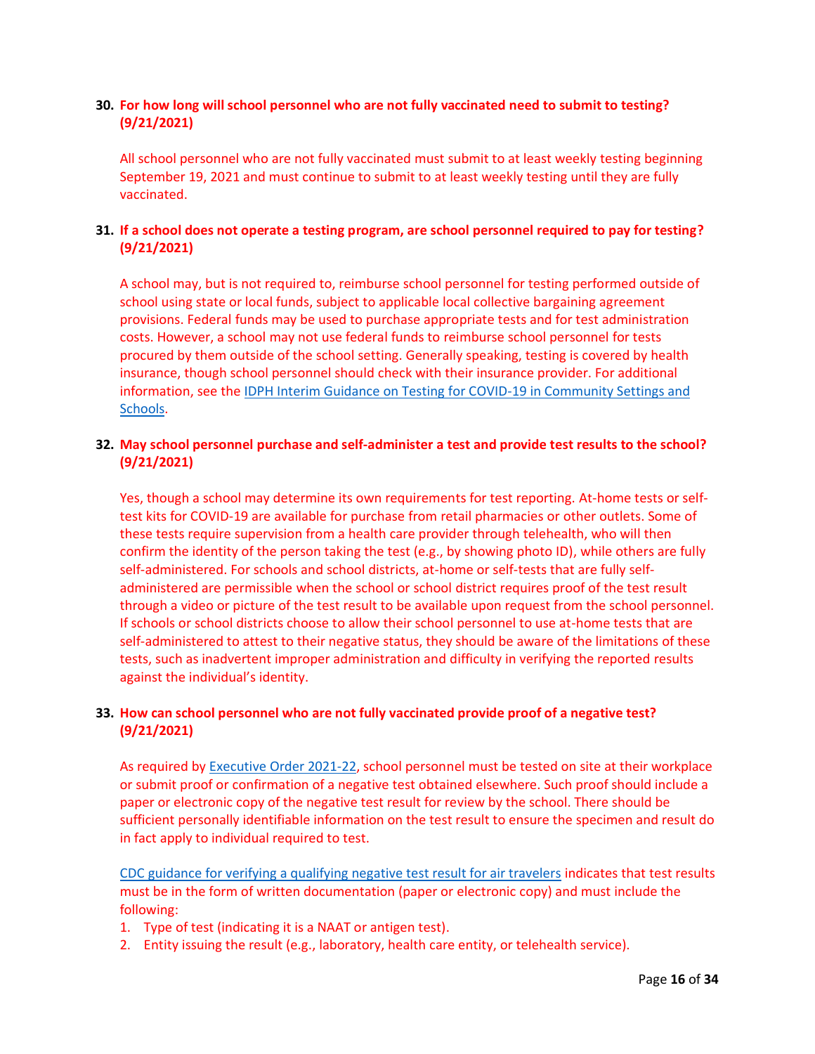**30. For how long will school personnel who are not fully vaccinated need to submit to testing? (9/21/2021)**

All school personnel who are not fully vaccinated must submit to at least weekly testing beginning September 19, 2021 and must continue to submit to at least weekly testing until they are fully vaccinated.

**31. If a school does not operate a testing program, are school personnel required to pay for testing? (9/21/2021)**

A school may, but is not required to, reimburse school personnel for testing performed outside of school using state or local funds, subject to applicable local collective bargaining agreement provisions. Federal funds may be used to purchase appropriate tests and for test administration costs. However, a school may not use federal funds to reimburse school personnel for tests procured by them outside of the school setting. Generally speaking, testing is covered by health insurance, though school personnel should check with their insurance provider. For additional information, see the [IDPH Interim Guidance on Testing for COVID-19 in Community Settings and Schools](#).

**32. May school personnel purchase and self-administer a test and provide test results to the school? (9/21/2021)**

Yes, though a school may determine its own requirements for test reporting. At-home tests or self-test kits for COVID-19 are available for purchase from retail pharmacies or other outlets. Some of these tests require supervision from a health care provider through telehealth, who will then confirm the identity of the person taking the test (e.g., by showing photo ID), while others are fully self-administered. For schools and school districts, at-home or self-tests that are fully self-administered are permissible when the school or school district requires proof of the test result through a video or picture of the test result to be available upon request from the school personnel. If schools or school districts choose to allow their school personnel to use at-home tests that are self-administered to attest to their negative status, they should be aware of the limitations of these tests, such as inadvertent improper administration and difficulty in verifying the reported results against the individual's identity.

**33. How can school personnel who are not fully vaccinated provide proof of a negative test? (9/21/2021)**

As required by [Executive Order 2021-22](#), school personnel must be tested on site at their workplace or submit proof or confirmation of a negative test obtained elsewhere. Such proof should include a paper or electronic copy of the negative test result for review by the school. There should be sufficient personally identifiable information on the test result to ensure the specimen and result do in fact apply to individual required to test.

[CDC guidance for verifying a qualifying negative test result for air travelers](#) indicates that test results must be in the form of written documentation (paper or electronic copy) and must include the following:

1. Type of test (indicating it is a NAAT or antigen test).
2. Entity issuing the result (e.g., laboratory, health care entity, or telehealth service).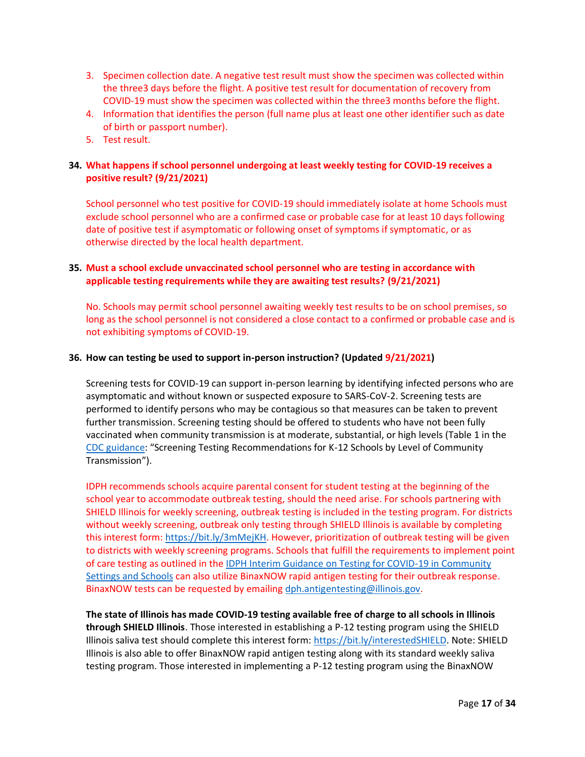3. Specimen collection date. A negative test result must show the specimen was collected within the three3 days before the flight. A positive test result for documentation of recovery from COVID-19 must show the specimen was collected within the three3 months before the flight.
4. Information that identifies the person (full name plus at least one other identifier such as date of birth or passport number).
5. Test result.

**34. What happens if school personnel undergoing at least weekly testing for COVID-19 receives a positive result? (9/21/2021)**

School personnel who test positive for COVID-19 should immediately isolate at home Schools must exclude school personnel who are a confirmed case or probable case for at least 10 days following date of positive test if asymptomatic or following onset of symptoms if symptomatic, or as otherwise directed by the local health department.

**35. Must a school exclude unvaccinated school personnel who are testing in accordance with applicable testing requirements while they are awaiting test results? (9/21/2021)**

No. Schools may permit school personnel awaiting weekly test results to be on school premises, so long as the school personnel is not considered a close contact to a confirmed or probable case and is not exhibiting symptoms of COVID-19.

**36. How can testing be used to support in-person instruction? (Updated 9/21/2021)**

Screening tests for COVID-19 can support in-person learning by identifying infected persons who are asymptomatic and without known or suspected exposure to SARS-CoV-2. Screening tests are performed to identify persons who may be contagious so that measures can be taken to prevent further transmission. Screening testing should be offered to students who have not been fully vaccinated when community transmission is at moderate, substantial, or high levels (Table 1 in the CDC guidance: "Screening Testing Recommendations for K-12 Schools by Level of Community Transmission").

IDPH recommends schools acquire parental consent for student testing at the beginning of the school year to accommodate outbreak testing, should the need arise. For schools partnering with SHIELD Illinois for weekly screening, outbreak testing is included in the testing program. For districts without weekly screening, outbreak only testing through SHIELD Illinois is available by completing this interest form: https://bit.ly/3mMejKH. However, prioritization of outbreak testing will be given to districts with weekly screening programs. Schools that fulfill the requirements to implement point of care testing as outlined in the IDPH Interim Guidance on Testing for COVID-19 in Community Settings and Schools can also utilize BinaxNOW rapid antigen testing for their outbreak response. BinaxNOW tests can be requested by emailing dph.antigentesting@illinois.gov.

**The state of Illinois has made COVID-19 testing available free of charge to all schools in Illinois through SHIELD Illinois**. Those interested in establishing a P-12 testing program using the SHIELD Illinois saliva test should complete this interest form: https://bit.ly/interestedSHIELD. Note: SHIELD Illinois is also able to offer BinaxNOW rapid antigen testing along with its standard weekly saliva testing program. Those interested in implementing a P-12 testing program using the BinaxNOW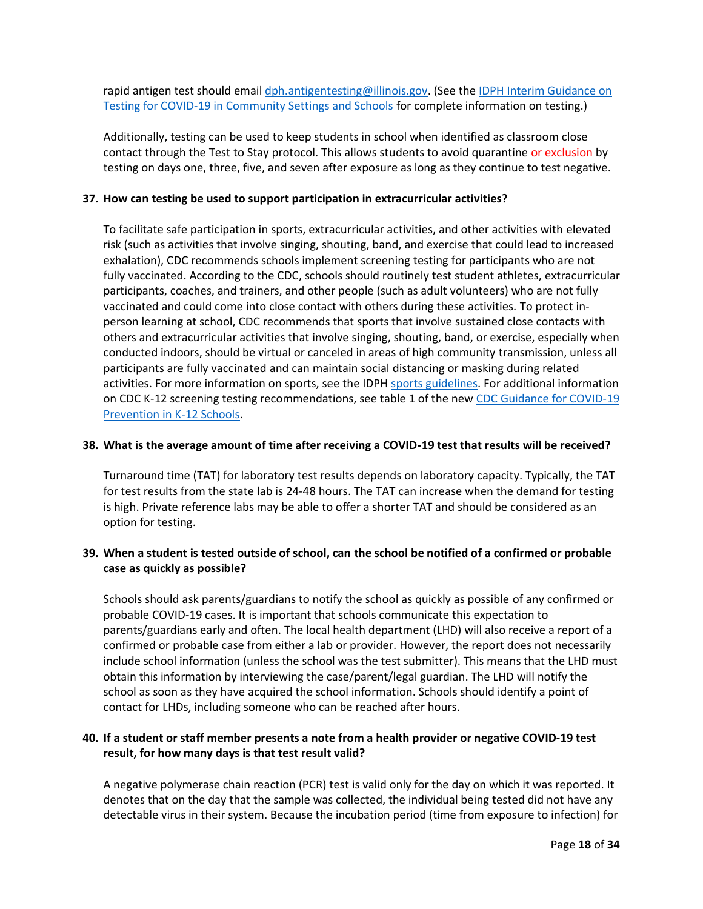rapid antigen test should email dph.antigentesting@illinois.gov. (See the IDPH Interim Guidance on Testing for COVID-19 in Community Settings and Schools for complete information on testing.)

Additionally, testing can be used to keep students in school when identified as classroom close contact through the Test to Stay protocol. This allows students to avoid quarantine or exclusion by testing on days one, three, five, and seven after exposure as long as they continue to test negative.

**37. How can testing be used to support participation in extracurricular activities?**

To facilitate safe participation in sports, extracurricular activities, and other activities with elevated risk (such as activities that involve singing, shouting, band, and exercise that could lead to increased exhalation), CDC recommends schools implement screening testing for participants who are not fully vaccinated. According to the CDC, schools should routinely test student athletes, extracurricular participants, coaches, and trainers, and other people (such as adult volunteers) who are not fully vaccinated and could come into close contact with others during these activities. To protect in-person learning at school, CDC recommends that sports that involve sustained close contacts with others and extracurricular activities that involve singing, shouting, band, or exercise, especially when conducted indoors, should be virtual or canceled in areas of high community transmission, unless all participants are fully vaccinated and can maintain social distancing or masking during related activities. For more information on sports, see the IDPH sports guidelines. For additional information on CDC K-12 screening testing recommendations, see table 1 of the new CDC Guidance for COVID-19 Prevention in K-12 Schools.

**38. What is the average amount of time after receiving a COVID-19 test that results will be received?**

Turnaround time (TAT) for laboratory test results depends on laboratory capacity. Typically, the TAT for test results from the state lab is 24-48 hours. The TAT can increase when the demand for testing is high. Private reference labs may be able to offer a shorter TAT and should be considered as an option for testing.

**39. When a student is tested outside of school, can the school be notified of a confirmed or probable case as quickly as possible?**

Schools should ask parents/guardians to notify the school as quickly as possible of any confirmed or probable COVID-19 cases. It is important that schools communicate this expectation to parents/guardians early and often. The local health department (LHD) will also receive a report of a confirmed or probable case from either a lab or provider. However, the report does not necessarily include school information (unless the school was the test submitter). This means that the LHD must obtain this information by interviewing the case/parent/legal guardian. The LHD will notify the school as soon as they have acquired the school information. Schools should identify a point of contact for LHDs, including someone who can be reached after hours.

**40. If a student or staff member presents a note from a health provider or negative COVID-19 test result, for how many days is that test result valid?**

A negative polymerase chain reaction (PCR) test is valid only for the day on which it was reported. It denotes that on the day that the sample was collected, the individual being tested did not have any detectable virus in their system. Because the incubation period (time from exposure to infection) for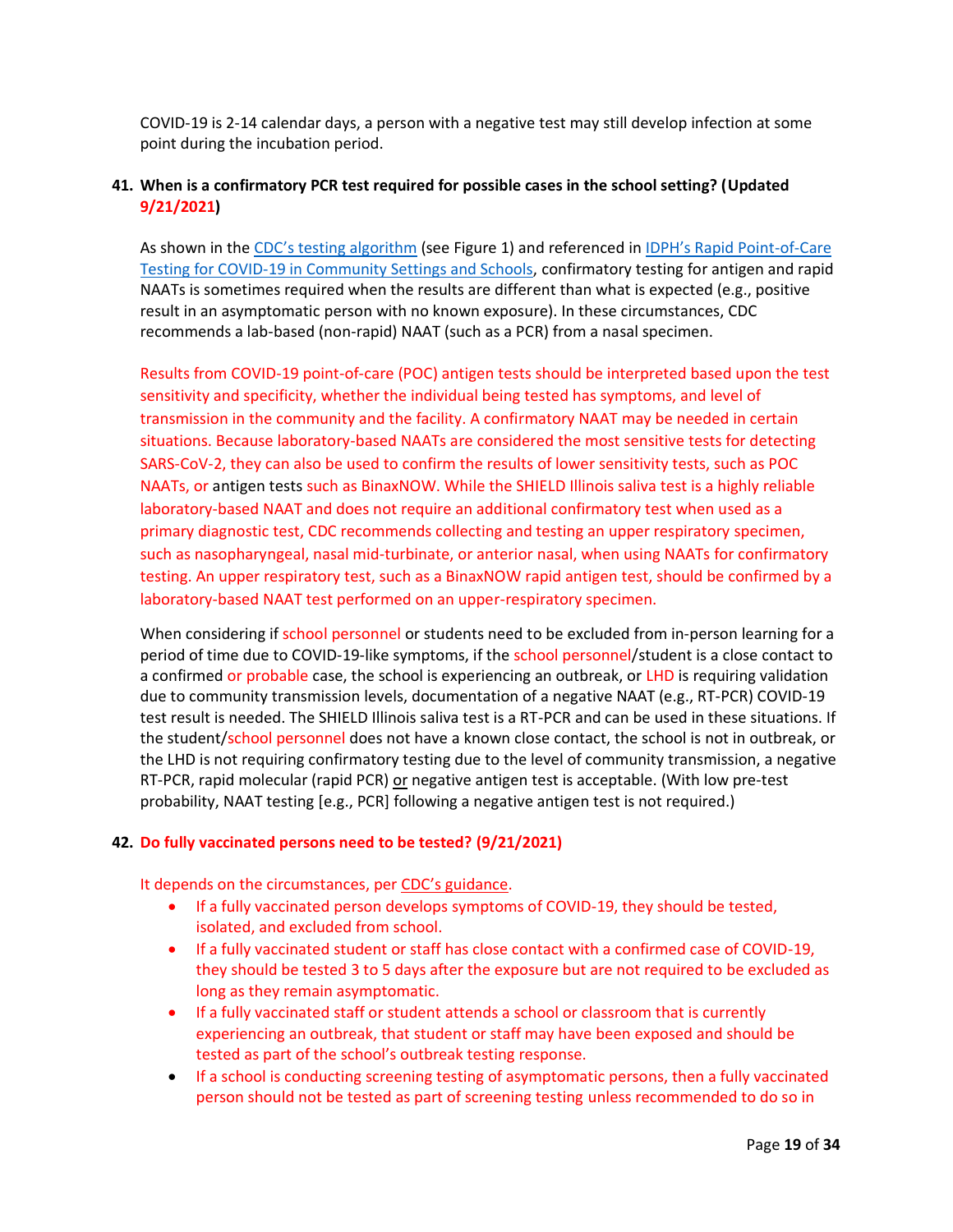COVID-19 is 2-14 calendar days, a person with a negative test may still develop infection at some point during the incubation period.

**41. When is a confirmatory PCR test required for possible cases in the school setting? (Updated 9/21/2021)**

As shown in the CDC's testing algorithm (see Figure 1) and referenced in IDPH's Rapid Point-of-Care Testing for COVID-19 in Community Settings and Schools, confirmatory testing for antigen and rapid NAATs is sometimes required when the results are different than what is expected (e.g., positive result in an asymptomatic person with no known exposure). In these circumstances, CDC recommends a lab-based (non-rapid) NAAT (such as a PCR) from a nasal specimen.

Results from COVID-19 point-of-care (POC) antigen tests should be interpreted based upon the test sensitivity and specificity, whether the individual being tested has symptoms, and level of transmission in the community and the facility. A confirmatory NAAT may be needed in certain situations. Because laboratory-based NAATs are considered the most sensitive tests for detecting SARS-CoV-2, they can also be used to confirm the results of lower sensitivity tests, such as POC NAATs, or antigen tests such as BinaxNOW. While the SHIELD Illinois saliva test is a highly reliable laboratory-based NAAT and does not require an additional confirmatory test when used as a primary diagnostic test, CDC recommends collecting and testing an upper respiratory specimen, such as nasopharyngeal, nasal mid-turbinate, or anterior nasal, when using NAATs for confirmatory testing. An upper respiratory test, such as a BinaxNOW rapid antigen test, should be confirmed by a laboratory-based NAAT test performed on an upper-respiratory specimen.

When considering if school personnel or students need to be excluded from in-person learning for a period of time due to COVID-19-like symptoms, if the school personnel/student is a close contact to a confirmed or probable case, the school is experiencing an outbreak, or LHD is requiring validation due to community transmission levels, documentation of a negative NAAT (e.g., RT-PCR) COVID-19 test result is needed. The SHIELD Illinois saliva test is a RT-PCR and can be used in these situations. If the student/school personnel does not have a known close contact, the school is not in outbreak, or the LHD is not requiring confirmatory testing due to the level of community transmission, a negative RT-PCR, rapid molecular (rapid PCR) or negative antigen test is acceptable. (With low pre-test probability, NAAT testing [e.g., PCR] following a negative antigen test is not required.)

**42. Do fully vaccinated persons need to be tested? (9/21/2021)**

It depends on the circumstances, per CDC's guidance.

- If a fully vaccinated person develops symptoms of COVID-19, they should be tested, isolated, and excluded from school.
- If a fully vaccinated student or staff has close contact with a confirmed case of COVID-19, they should be tested 3 to 5 days after the exposure but are not required to be excluded as long as they remain asymptomatic.
- If a fully vaccinated staff or student attends a school or classroom that is currently experiencing an outbreak, that student or staff may have been exposed and should be tested as part of the school's outbreak testing response.
- If a school is conducting screening testing of asymptomatic persons, then a fully vaccinated person should not be tested as part of screening testing unless recommended to do so in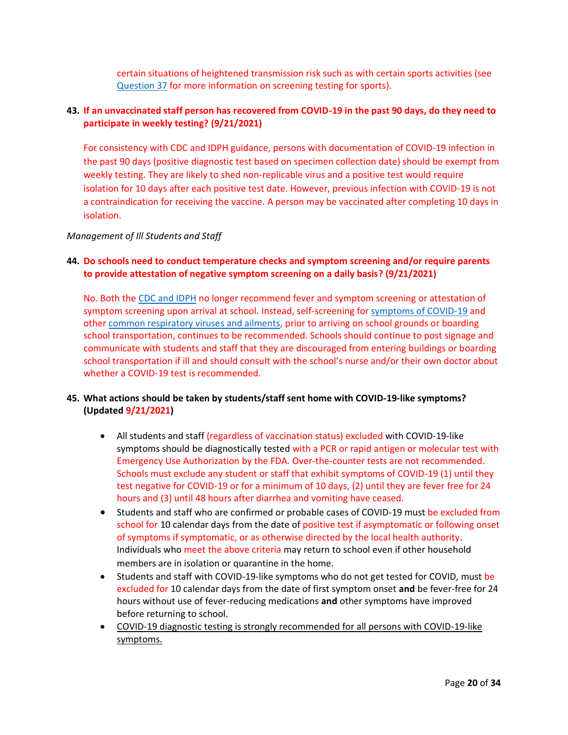certain situations of heightened transmission risk such as with certain sports activities (see Question 37 for more information on screening testing for sports).

**43. If an unvaccinated staff person has recovered from COVID-19 in the past 90 days, do they need to participate in weekly testing? (9/21/2021)**

For consistency with CDC and IDPH guidance, persons with documentation of COVID-19 infection in the past 90 days (positive diagnostic test based on specimen collection date) should be exempt from weekly testing. They are likely to shed non-replicable virus and a positive test would require isolation for 10 days after each positive test date. However, previous infection with COVID-19 is not a contraindication for receiving the vaccine. A person may be vaccinated after completing 10 days in isolation.

*Management of Ill Students and Staff*

**44. Do schools need to conduct temperature checks and symptom screening and/or require parents to provide attestation of negative symptom screening on a daily basis? (9/21/2021)**

No. Both the CDC and IDPH no longer recommend fever and symptom screening or attestation of symptom screening upon arrival at school. Instead, self-screening for symptoms of COVID-19 and other common respiratory viruses and ailments, prior to arriving on school grounds or boarding school transportation, continues to be recommended. Schools should continue to post signage and communicate with students and staff that they are discouraged from entering buildings or boarding school transportation if ill and should consult with the school's nurse and/or their own doctor about whether a COVID-19 test is recommended.

**45. What actions should be taken by students/staff sent home with COVID-19-like symptoms? (Updated 9/21/2021)**

- All students and staff (regardless of vaccination status) excluded with COVID-19-like symptoms should be diagnostically tested with a PCR or rapid antigen or molecular test with Emergency Use Authorization by the FDA. Over-the-counter tests are not recommended. Schools must exclude any student or staff that exhibit symptoms of COVID-19 (1) until they test negative for COVID-19 or for a minimum of 10 days, (2) until they are fever free for 24 hours and (3) until 48 hours after diarrhea and vomiting have ceased.
- Students and staff who are confirmed or probable cases of COVID-19 must be excluded from school for 10 calendar days from the date of positive test if asymptomatic or following onset of symptoms if symptomatic, or as otherwise directed by the local health authority. Individuals who meet the above criteria may return to school even if other household members are in isolation or quarantine in the home.
- Students and staff with COVID-19-like symptoms who do not get tested for COVID, must be excluded for 10 calendar days from the date of first symptom onset **and** be fever-free for 24 hours without use of fever-reducing medications **and** other symptoms have improved before returning to school.
- COVID-19 diagnostic testing is strongly recommended for all persons with COVID-19-like symptoms.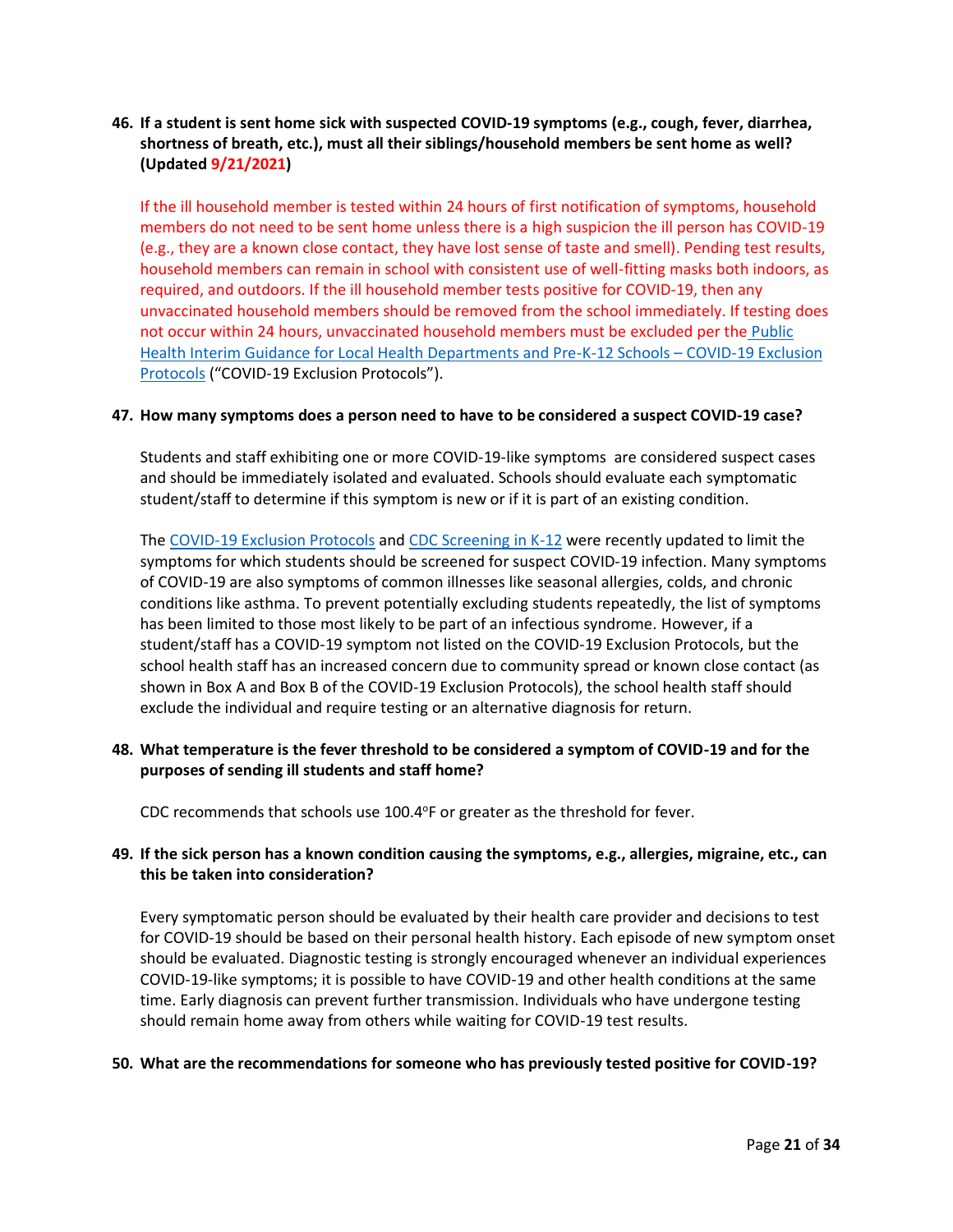**46. If a student is sent home sick with suspected COVID-19 symptoms (e.g., cough, fever, diarrhea, shortness of breath, etc.), must all their siblings/household members be sent home as well? (Updated 9/21/2021)**

If the ill household member is tested within 24 hours of first notification of symptoms, household members do not need to be sent home unless there is a high suspicion the ill person has COVID-19 (e.g., they are a known close contact, they have lost sense of taste and smell). Pending test results, household members can remain in school with consistent use of well-fitting masks both indoors, as required, and outdoors. If the ill household member tests positive for COVID-19, then any unvaccinated household members should be removed from the school immediately. If testing does not occur within 24 hours, unvaccinated household members must be excluded per the Public Health Interim Guidance for Local Health Departments and Pre-K-12 Schools – COVID-19 Exclusion Protocols ("COVID-19 Exclusion Protocols").

**47. How many symptoms does a person need to have to be considered a suspect COVID-19 case?**

Students and staff exhibiting one or more COVID-19-like symptoms are considered suspect cases and should be immediately isolated and evaluated. Schools should evaluate each symptomatic student/staff to determine if this symptom is new or if it is part of an existing condition.

The COVID-19 Exclusion Protocols and CDC Screening in K-12 were recently updated to limit the symptoms for which students should be screened for suspect COVID-19 infection. Many symptoms of COVID-19 are also symptoms of common illnesses like seasonal allergies, colds, and chronic conditions like asthma. To prevent potentially excluding students repeatedly, the list of symptoms has been limited to those most likely to be part of an infectious syndrome. However, if a student/staff has a COVID-19 symptom not listed on the COVID-19 Exclusion Protocols, but the school health staff has an increased concern due to community spread or known close contact (as shown in Box A and Box B of the COVID-19 Exclusion Protocols), the school health staff should exclude the individual and require testing or an alternative diagnosis for return.

**48. What temperature is the fever threshold to be considered a symptom of COVID-19 and for the purposes of sending ill students and staff home?**

CDC recommends that schools use 100.4°F or greater as the threshold for fever.

**49. If the sick person has a known condition causing the symptoms, e.g., allergies, migraine, etc., can this be taken into consideration?**

Every symptomatic person should be evaluated by their health care provider and decisions to test for COVID-19 should be based on their personal health history. Each episode of new symptom onset should be evaluated. Diagnostic testing is strongly encouraged whenever an individual experiences COVID-19-like symptoms; it is possible to have COVID-19 and other health conditions at the same time. Early diagnosis can prevent further transmission. Individuals who have undergone testing should remain home away from others while waiting for COVID-19 test results.

**50. What are the recommendations for someone who has previously tested positive for COVID-19?**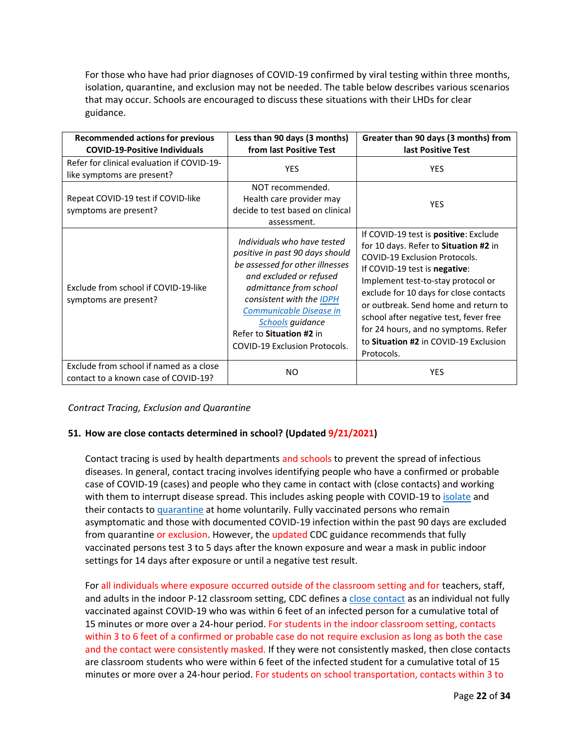For those who have had prior diagnoses of COVID-19 confirmed by viral testing within three months, isolation, quarantine, and exclusion may not be needed. The table below describes various scenarios that may occur. Schools are encouraged to discuss these situations with their LHDs for clear guidance.

| Recommended actions for previous COVID-19-Positive Individuals | Less than 90 days (3 months) from last Positive Test | Greater than 90 days (3 months) from last Positive Test |
|---|---|---|
| Refer for clinical evaluation if COVID-19-like symptoms are present? | YES | YES |
| Repeat COVID-19 test if COVID-like symptoms are present? | NOT recommended. Health care provider may decide to test based on clinical assessment. | YES |
| Exclude from school if COVID-19-like symptoms are present? | *Individuals who have tested positive in past 90 days should be assessed for other illnesses and excluded or refused admittance from school consistent with the IDPH Communicable Disease in Schools guidance* Refer to **Situation #2** in COVID-19 Exclusion Protocols. | If COVID-19 test is **positive**: Exclude for 10 days. Refer to **Situation #2** in COVID-19 Exclusion Protocols. If COVID-19 test is **negative**: Implement test-to-stay protocol or exclude for 10 days for close contacts or outbreak. Send home and return to school after negative test, fever free for 24 hours, and no symptoms. Refer to **Situation #2** in COVID-19 Exclusion Protocols. |
| Exclude from school if named as a close contact to a known case of COVID-19? | NO | YES |

*Contract Tracing, Exclusion and Quarantine*

**51. How are close contacts determined in school? (Updated 9/21/2021)**

Contact tracing is used by health departments and schools to prevent the spread of infectious diseases. In general, contact tracing involves identifying people who have a confirmed or probable case of COVID-19 (cases) and people who they came in contact with (close contacts) and working with them to interrupt disease spread. This includes asking people with COVID-19 to isolate and their contacts to quarantine at home voluntarily. Fully vaccinated persons who remain asymptomatic and those with documented COVID-19 infection within the past 90 days are excluded from quarantine or exclusion. However, the updated CDC guidance recommends that fully vaccinated persons test 3 to 5 days after the known exposure and wear a mask in public indoor settings for 14 days after exposure or until a negative test result.

For all individuals where exposure occurred outside of the classroom setting and for teachers, staff, and adults in the indoor P-12 classroom setting, CDC defines a close contact as an individual not fully vaccinated against COVID-19 who was within 6 feet of an infected person for a cumulative total of 15 minutes or more over a 24-hour period. For students in the indoor classroom setting, contacts within 3 to 6 feet of a confirmed or probable case do not require exclusion as long as both the case and the contact were consistently masked. If they were not consistently masked, then close contacts are classroom students who were within 6 feet of the infected student for a cumulative total of 15 minutes or more over a 24-hour period. For students on school transportation, contacts within 3 to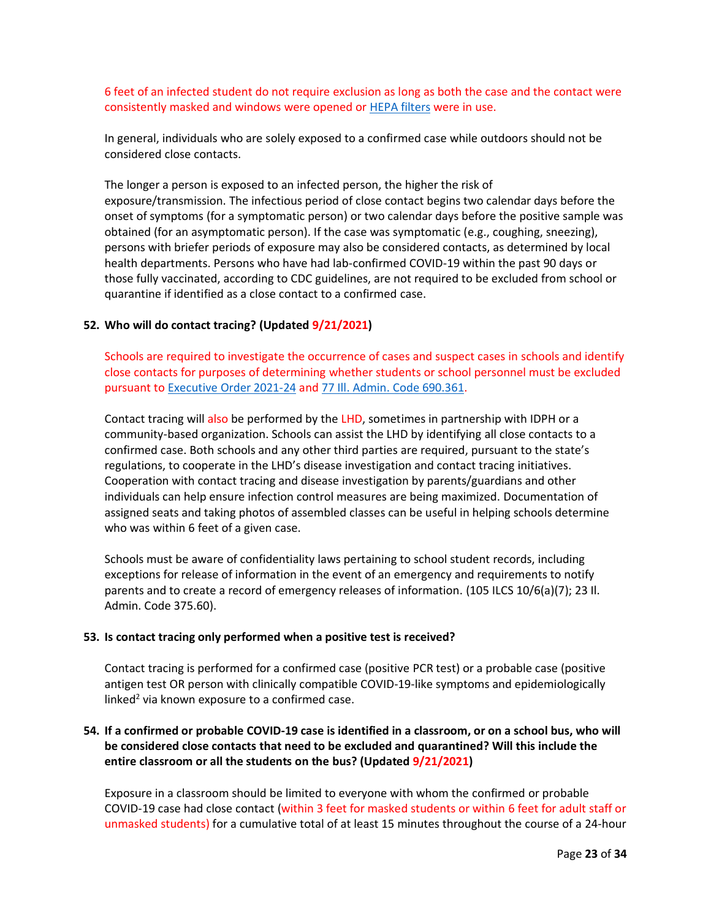6 feet of an infected student do not require exclusion as long as both the case and the contact were consistently masked and windows were opened or HEPA filters were in use.

In general, individuals who are solely exposed to a confirmed case while outdoors should not be considered close contacts.

The longer a person is exposed to an infected person, the higher the risk of exposure/transmission. The infectious period of close contact begins two calendar days before the onset of symptoms (for a symptomatic person) or two calendar days before the positive sample was obtained (for an asymptomatic person). If the case was symptomatic (e.g., coughing, sneezing), persons with briefer periods of exposure may also be considered contacts, as determined by local health departments. Persons who have had lab-confirmed COVID-19 within the past 90 days or those fully vaccinated, according to CDC guidelines, are not required to be excluded from school or quarantine if identified as a close contact to a confirmed case.

**52. Who will do contact tracing? (Updated 9/21/2021)**

Schools are required to investigate the occurrence of cases and suspect cases in schools and identify close contacts for purposes of determining whether students or school personnel must be excluded pursuant to Executive Order 2021-24 and 77 Ill. Admin. Code 690.361.

Contact tracing will also be performed by the LHD, sometimes in partnership with IDPH or a community-based organization. Schools can assist the LHD by identifying all close contacts to a confirmed case. Both schools and any other third parties are required, pursuant to the state's regulations, to cooperate in the LHD's disease investigation and contact tracing initiatives. Cooperation with contact tracing and disease investigation by parents/guardians and other individuals can help ensure infection control measures are being maximized. Documentation of assigned seats and taking photos of assembled classes can be useful in helping schools determine who was within 6 feet of a given case.

Schools must be aware of confidentiality laws pertaining to school student records, including exceptions for release of information in the event of an emergency and requirements to notify parents and to create a record of emergency releases of information. (105 ILCS 10/6(a)(7); 23 Il. Admin. Code 375.60).

**53. Is contact tracing only performed when a positive test is received?**

Contact tracing is performed for a confirmed case (positive PCR test) or a probable case (positive antigen test OR person with clinically compatible COVID-19-like symptoms and epidemiologically linked[2] via known exposure to a confirmed case.

**54. If a confirmed or probable COVID-19 case is identified in a classroom, or on a school bus, who will be considered close contacts that need to be excluded and quarantined? Will this include the entire classroom or all the students on the bus? (Updated 9/21/2021)**

Exposure in a classroom should be limited to everyone with whom the confirmed or probable COVID-19 case had close contact (within 3 feet for masked students or within 6 feet for adult staff or unmasked students) for a cumulative total of at least 15 minutes throughout the course of a 24-hour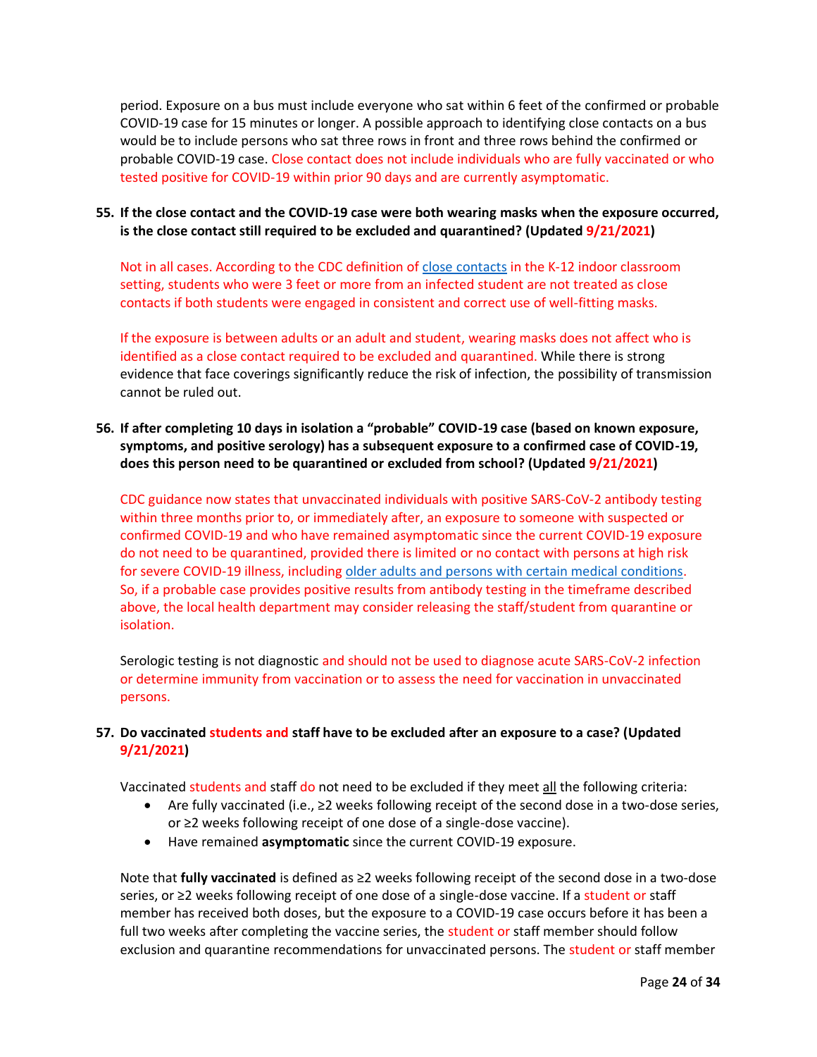period. Exposure on a bus must include everyone who sat within 6 feet of the confirmed or probable COVID-19 case for 15 minutes or longer. A possible approach to identifying close contacts on a bus would be to include persons who sat three rows in front and three rows behind the confirmed or probable COVID-19 case. Close contact does not include individuals who are fully vaccinated or who tested positive for COVID-19 within prior 90 days and are currently asymptomatic.

**55. If the close contact and the COVID-19 case were both wearing masks when the exposure occurred, is the close contact still required to be excluded and quarantined? (Updated 9/21/2021)**

Not in all cases. According to the CDC definition of close contacts in the K-12 indoor classroom setting, students who were 3 feet or more from an infected student are not treated as close contacts if both students were engaged in consistent and correct use of well-fitting masks.

If the exposure is between adults or an adult and student, wearing masks does not affect who is identified as a close contact required to be excluded and quarantined. While there is strong evidence that face coverings significantly reduce the risk of infection, the possibility of transmission cannot be ruled out.

**56. If after completing 10 days in isolation a "probable" COVID-19 case (based on known exposure, symptoms, and positive serology) has a subsequent exposure to a confirmed case of COVID-19, does this person need to be quarantined or excluded from school? (Updated 9/21/2021)**

CDC guidance now states that unvaccinated individuals with positive SARS-CoV-2 antibody testing within three months prior to, or immediately after, an exposure to someone with suspected or confirmed COVID-19 and who have remained asymptomatic since the current COVID-19 exposure do not need to be quarantined, provided there is limited or no contact with persons at high risk for severe COVID-19 illness, including older adults and persons with certain medical conditions. So, if a probable case provides positive results from antibody testing in the timeframe described above, the local health department may consider releasing the staff/student from quarantine or isolation.

Serologic testing is not diagnostic and should not be used to diagnose acute SARS-CoV-2 infection or determine immunity from vaccination or to assess the need for vaccination in unvaccinated persons.

**57. Do vaccinated students and staff have to be excluded after an exposure to a case? (Updated 9/21/2021)**

Vaccinated students and staff do not need to be excluded if they meet all the following criteria:

- Are fully vaccinated (i.e., ≥2 weeks following receipt of the second dose in a two-dose series, or ≥2 weeks following receipt of one dose of a single-dose vaccine).
- Have remained **asymptomatic** since the current COVID-19 exposure.

Note that **fully vaccinated** is defined as ≥2 weeks following receipt of the second dose in a two-dose series, or ≥2 weeks following receipt of one dose of a single-dose vaccine. If a student or staff member has received both doses, but the exposure to a COVID-19 case occurs before it has been a full two weeks after completing the vaccine series, the student or staff member should follow exclusion and quarantine recommendations for unvaccinated persons. The student or staff member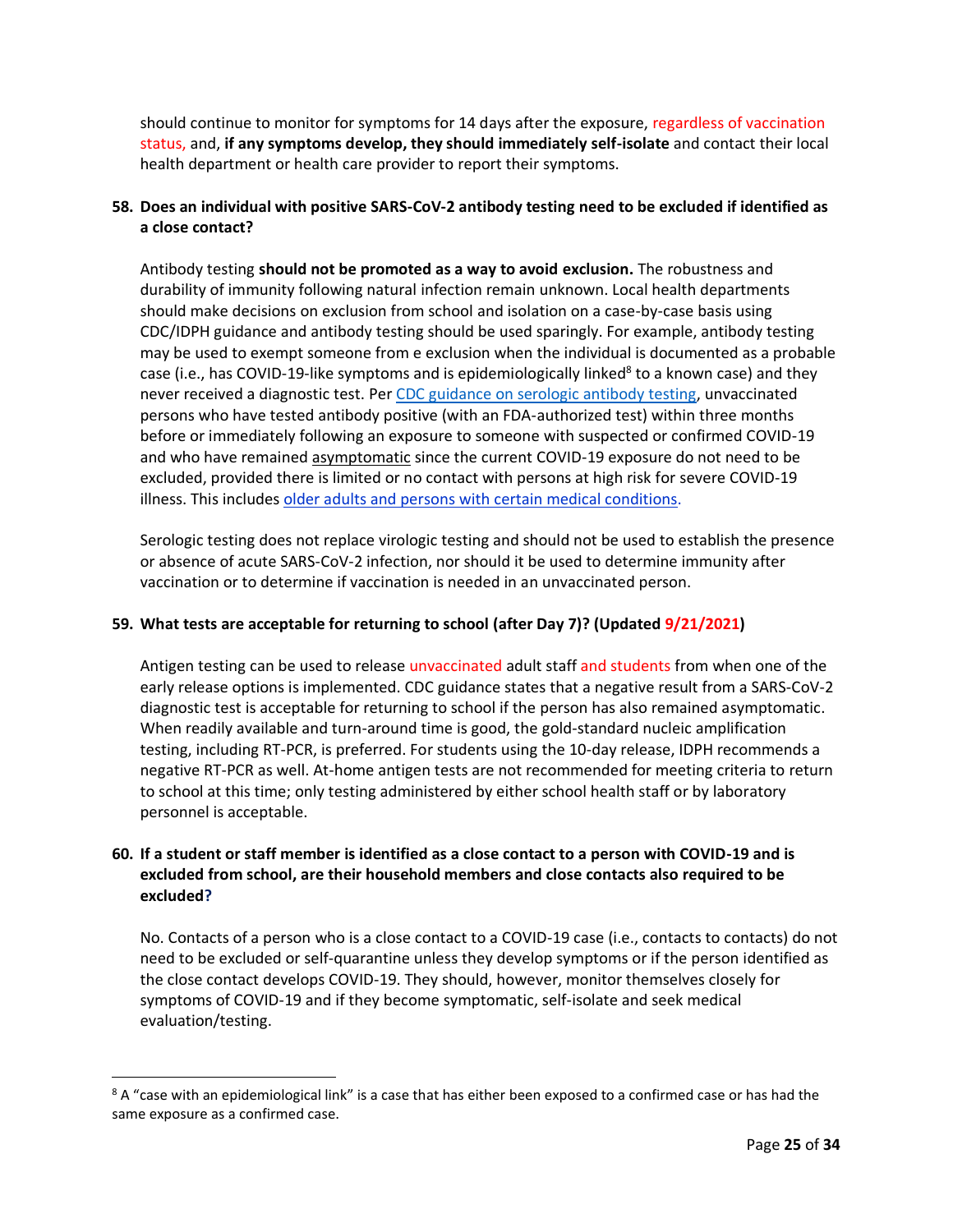should continue to monitor for symptoms for 14 days after the exposure, regardless of vaccination status, and, **if any symptoms develop, they should immediately self-isolate** and contact their local health department or health care provider to report their symptoms.

**58. Does an individual with positive SARS-CoV-2 antibody testing need to be excluded if identified as a close contact?**

Antibody testing **should not be promoted as a way to avoid exclusion.** The robustness and durability of immunity following natural infection remain unknown. Local health departments should make decisions on exclusion from school and isolation on a case-by-case basis using CDC/IDPH guidance and antibody testing should be used sparingly. For example, antibody testing may be used to exempt someone from e exclusion when the individual is documented as a probable case (i.e., has COVID-19-like symptoms and is epidemiologically linked[8] to a known case) and they never received a diagnostic test. Per CDC guidance on serologic antibody testing, unvaccinated persons who have tested antibody positive (with an FDA-authorized test) within three months before or immediately following an exposure to someone with suspected or confirmed COVID-19 and who have remained asymptomatic since the current COVID-19 exposure do not need to be excluded, provided there is limited or no contact with persons at high risk for severe COVID-19 illness. This includes older adults and persons with certain medical conditions.

Serologic testing does not replace virologic testing and should not be used to establish the presence or absence of acute SARS-CoV-2 infection, nor should it be used to determine immunity after vaccination or to determine if vaccination is needed in an unvaccinated person.

**59. What tests are acceptable for returning to school (after Day 7)? (Updated 9/21/2021)**

Antigen testing can be used to release unvaccinated adult staff and students from when one of the early release options is implemented. CDC guidance states that a negative result from a SARS-CoV-2 diagnostic test is acceptable for returning to school if the person has also remained asymptomatic. When readily available and turn-around time is good, the gold-standard nucleic amplification testing, including RT-PCR, is preferred. For students using the 10-day release, IDPH recommends a negative RT-PCR as well. At-home antigen tests are not recommended for meeting criteria to return to school at this time; only testing administered by either school health staff or by laboratory personnel is acceptable.

**60. If a student or staff member is identified as a close contact to a person with COVID-19 and is excluded from school, are their household members and close contacts also required to be excluded?**

No. Contacts of a person who is a close contact to a COVID-19 case (i.e., contacts to contacts) do not need to be excluded or self-quarantine unless they develop symptoms or if the person identified as the close contact develops COVID-19. They should, however, monitor themselves closely for symptoms of COVID-19 and if they become symptomatic, self-isolate and seek medical evaluation/testing.

---

[8] A "case with an epidemiological link" is a case that has either been exposed to a confirmed case or has had the same exposure as a confirmed case.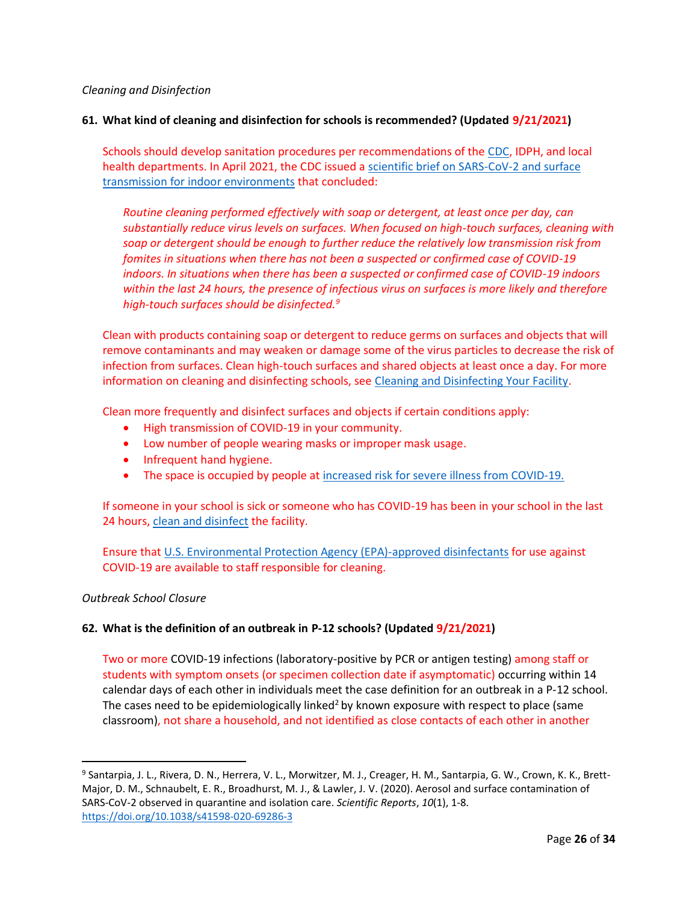*Cleaning and Disinfection*

**61. What kind of cleaning and disinfection for schools is recommended? (Updated 9/21/2021)**

Schools should develop sanitation procedures per recommendations of the CDC, IDPH, and local health departments. In April 2021, the CDC issued a scientific brief on SARS-CoV-2 and surface transmission for indoor environments that concluded:

> *Routine cleaning performed effectively with soap or detergent, at least once per day, can substantially reduce virus levels on surfaces. When focused on high-touch surfaces, cleaning with soap or detergent should be enough to further reduce the relatively low transmission risk from fomites in situations when there has not been a suspected or confirmed case of COVID-19 indoors. In situations when there has been a suspected or confirmed case of COVID-19 indoors within the last 24 hours, the presence of infectious virus on surfaces is more likely and therefore high-touch surfaces should be disinfected.*[9]

Clean with products containing soap or detergent to reduce germs on surfaces and objects that will remove contaminants and may weaken or damage some of the virus particles to decrease the risk of infection from surfaces. Clean high-touch surfaces and shared objects at least once a day. For more information on cleaning and disinfecting schools, see Cleaning and Disinfecting Your Facility.

Clean more frequently and disinfect surfaces and objects if certain conditions apply:

- High transmission of COVID-19 in your community.
- Low number of people wearing masks or improper mask usage.
- Infrequent hand hygiene.
- The space is occupied by people at increased risk for severe illness from COVID-19.

If someone in your school is sick or someone who has COVID-19 has been in your school in the last 24 hours, clean and disinfect the facility.

Ensure that U.S. Environmental Protection Agency (EPA)-approved disinfectants for use against COVID-19 are available to staff responsible for cleaning.

*Outbreak School Closure*

**62. What is the definition of an outbreak in P-12 schools? (Updated 9/21/2021)**

Two or more COVID-19 infections (laboratory-positive by PCR or antigen testing) among staff or students with symptom onsets (or specimen collection date if asymptomatic) occurring within 14 calendar days of each other in individuals meet the case definition for an outbreak in a P-12 school. The cases need to be epidemiologically linked[2] by known exposure with respect to place (same classroom), not share a household, and not identified as close contacts of each other in another

---

[9] Santarpia, J. L., Rivera, D. N., Herrera, V. L., Morwitzer, M. J., Creager, H. M., Santarpia, G. W., Crown, K. K., Brett-Major, D. M., Schnaubelt, E. R., Broadhurst, M. J., & Lawler, J. V. (2020). Aerosol and surface contamination of SARS-CoV-2 observed in quarantine and isolation care. *Scientific Reports*, *10*(1), 1-8. https://doi.org/10.1038/s41598-020-69286-3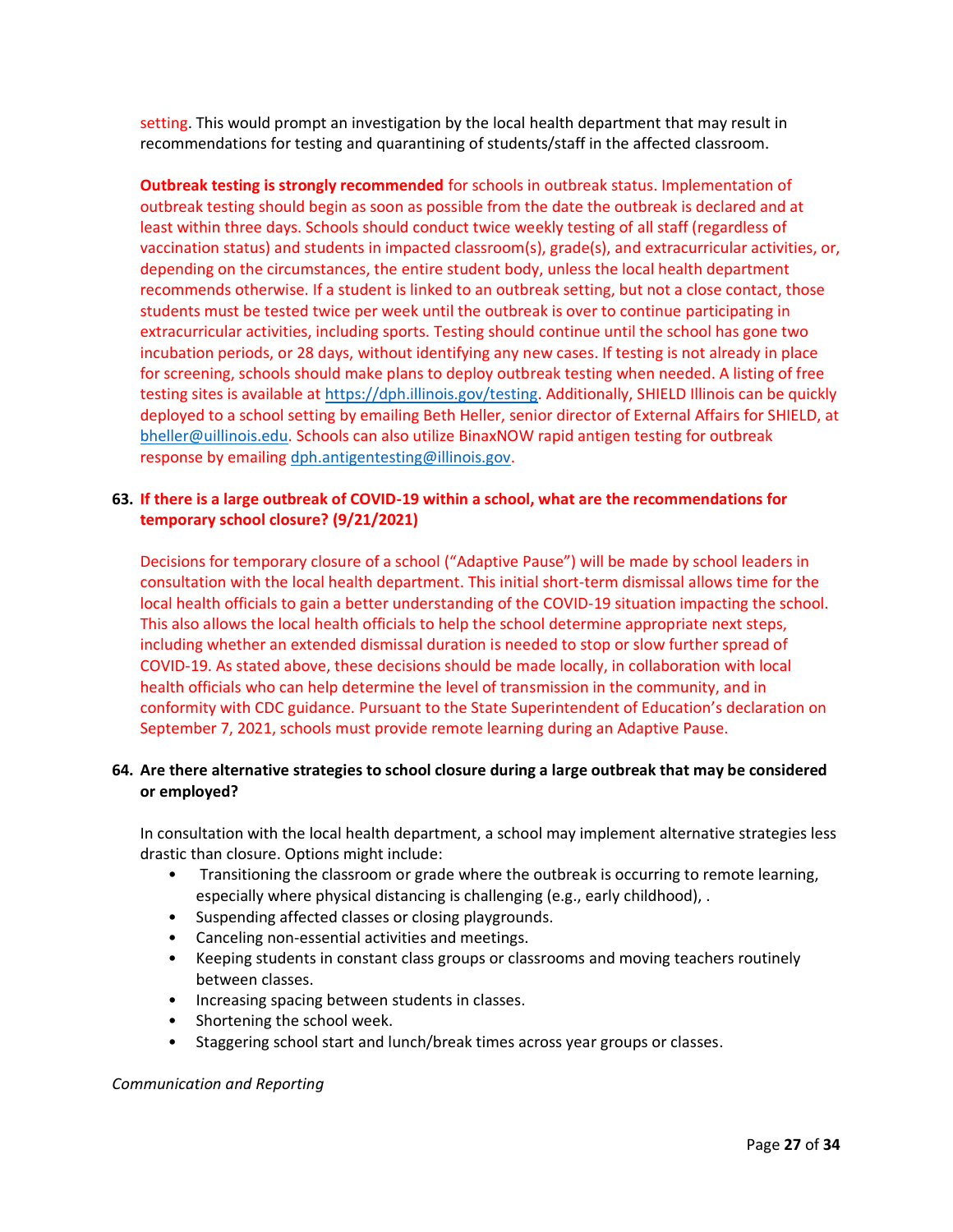setting. This would prompt an investigation by the local health department that may result in recommendations for testing and quarantining of students/staff in the affected classroom.

**Outbreak testing is strongly recommended** for schools in outbreak status. Implementation of outbreak testing should begin as soon as possible from the date the outbreak is declared and at least within three days. Schools should conduct twice weekly testing of all staff (regardless of vaccination status) and students in impacted classroom(s), grade(s), and extracurricular activities, or, depending on the circumstances, the entire student body, unless the local health department recommends otherwise. If a student is linked to an outbreak setting, but not a close contact, those students must be tested twice per week until the outbreak is over to continue participating in extracurricular activities, including sports. Testing should continue until the school has gone two incubation periods, or 28 days, without identifying any new cases. If testing is not already in place for screening, schools should make plans to deploy outbreak testing when needed. A listing of free testing sites is available at https://dph.illinois.gov/testing. Additionally, SHIELD Illinois can be quickly deployed to a school setting by emailing Beth Heller, senior director of External Affairs for SHIELD, at bheller@uillinois.edu. Schools can also utilize BinaxNOW rapid antigen testing for outbreak response by emailing dph.antigentesting@illinois.gov.

**63. If there is a large outbreak of COVID-19 within a school, what are the recommendations for temporary school closure? (9/21/2021)**

Decisions for temporary closure of a school ("Adaptive Pause") will be made by school leaders in consultation with the local health department. This initial short-term dismissal allows time for the local health officials to gain a better understanding of the COVID-19 situation impacting the school. This also allows the local health officials to help the school determine appropriate next steps, including whether an extended dismissal duration is needed to stop or slow further spread of COVID-19. As stated above, these decisions should be made locally, in collaboration with local health officials who can help determine the level of transmission in the community, and in conformity with CDC guidance. Pursuant to the State Superintendent of Education's declaration on September 7, 2021, schools must provide remote learning during an Adaptive Pause.

**64. Are there alternative strategies to school closure during a large outbreak that may be considered or employed?**

In consultation with the local health department, a school may implement alternative strategies less drastic than closure. Options might include:

- Transitioning the classroom or grade where the outbreak is occurring to remote learning, especially where physical distancing is challenging (e.g., early childhood), .
- Suspending affected classes or closing playgrounds.
- Canceling non-essential activities and meetings.
- Keeping students in constant class groups or classrooms and moving teachers routinely between classes.
- Increasing spacing between students in classes.
- Shortening the school week.
- Staggering school start and lunch/break times across year groups or classes.

*Communication and Reporting*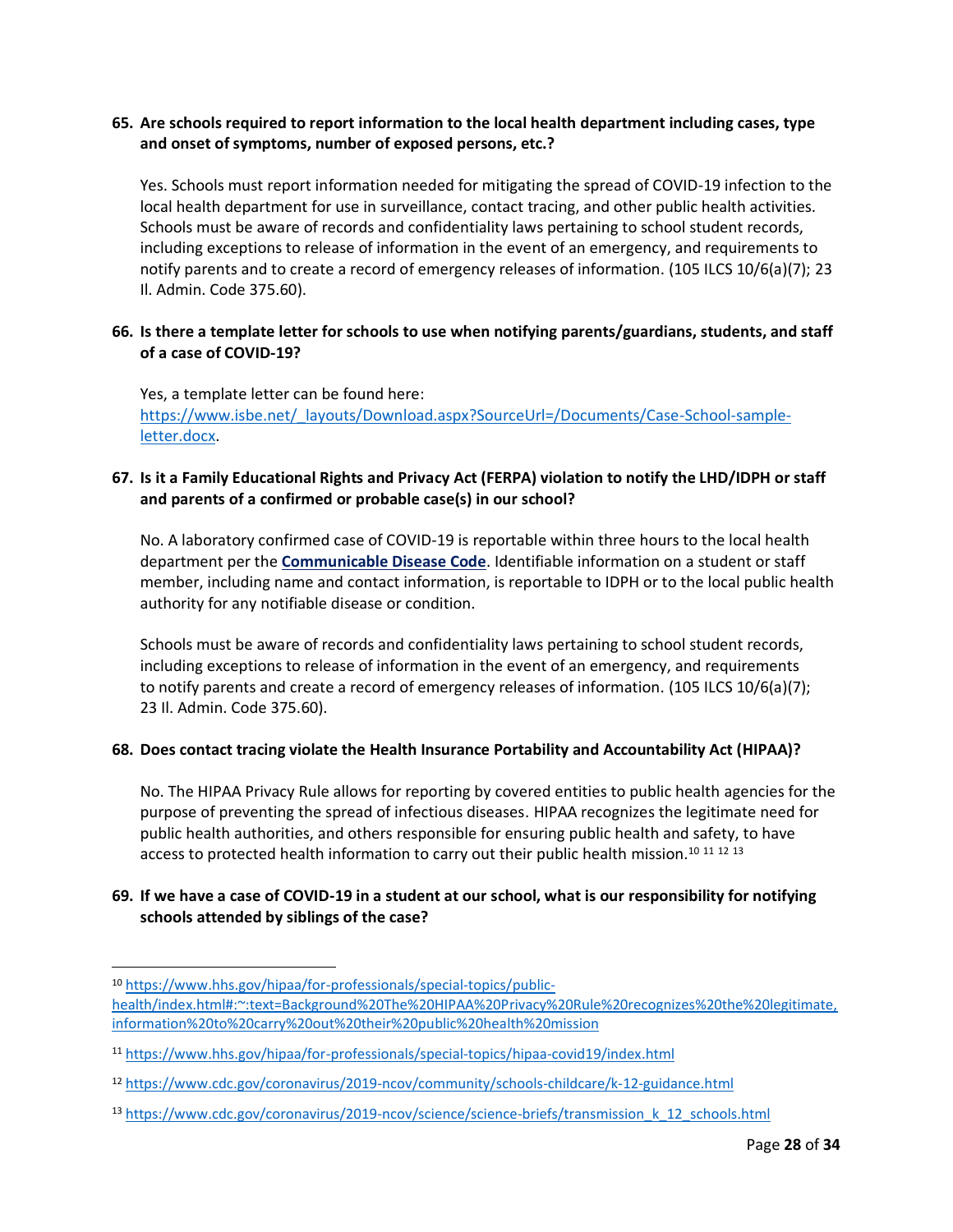**65. Are schools required to report information to the local health department including cases, type and onset of symptoms, number of exposed persons, etc.?**

Yes. Schools must report information needed for mitigating the spread of COVID-19 infection to the local health department for use in surveillance, contact tracing, and other public health activities. Schools must be aware of records and confidentiality laws pertaining to school student records, including exceptions to release of information in the event of an emergency, and requirements to notify parents and to create a record of emergency releases of information. (105 ILCS 10/6(a)(7); 23 Il. Admin. Code 375.60).

**66. Is there a template letter for schools to use when notifying parents/guardians, students, and staff of a case of COVID-19?**

Yes, a template letter can be found here: [https://www.isbe.net/_layouts/Download.aspx?SourceUrl=/Documents/Case-School-sample-letter.docx](https://www.isbe.net/_layouts/Download.aspx?SourceUrl=/Documents/Case-School-sample-letter.docx).

**67. Is it a Family Educational Rights and Privacy Act (FERPA) violation to notify the LHD/IDPH or staff and parents of a confirmed or probable case(s) in our school?**

No. A laboratory confirmed case of COVID-19 is reportable within three hours to the local health department per the **Communicable Disease Code**. Identifiable information on a student or staff member, including name and contact information, is reportable to IDPH or to the local public health authority for any notifiable disease or condition.

Schools must be aware of records and confidentiality laws pertaining to school student records, including exceptions to release of information in the event of an emergency, and requirements to notify parents and create a record of emergency releases of information. (105 ILCS 10/6(a)(7); 23 Il. Admin. Code 375.60).

**68. Does contact tracing violate the Health Insurance Portability and Accountability Act (HIPAA)?**

No. The HIPAA Privacy Rule allows for reporting by covered entities to public health agencies for the purpose of preventing the spread of infectious diseases. HIPAA recognizes the legitimate need for public health authorities, and others responsible for ensuring public health and safety, to have access to protected health information to carry out their public health mission.[10] [11] [12] [13]

**69. If we have a case of COVID-19 in a student at our school, what is our responsibility for notifying schools attended by siblings of the case?**

---

[10] https://www.hhs.gov/hipaa/for-professionals/special-topics/public-health/index.html#:~:text=Background%20The%20HIPAA%20Privacy%20Rule%20recognizes%20the%20legitimate,information%20to%20carry%20out%20their%20public%20health%20mission

[11] https://www.hhs.gov/hipaa/for-professionals/special-topics/hipaa-covid19/index.html

[12] https://www.cdc.gov/coronavirus/2019-ncov/community/schools-childcare/k-12-guidance.html

[13] https://www.cdc.gov/coronavirus/2019-ncov/science/science-briefs/transmission_k_12_schools.html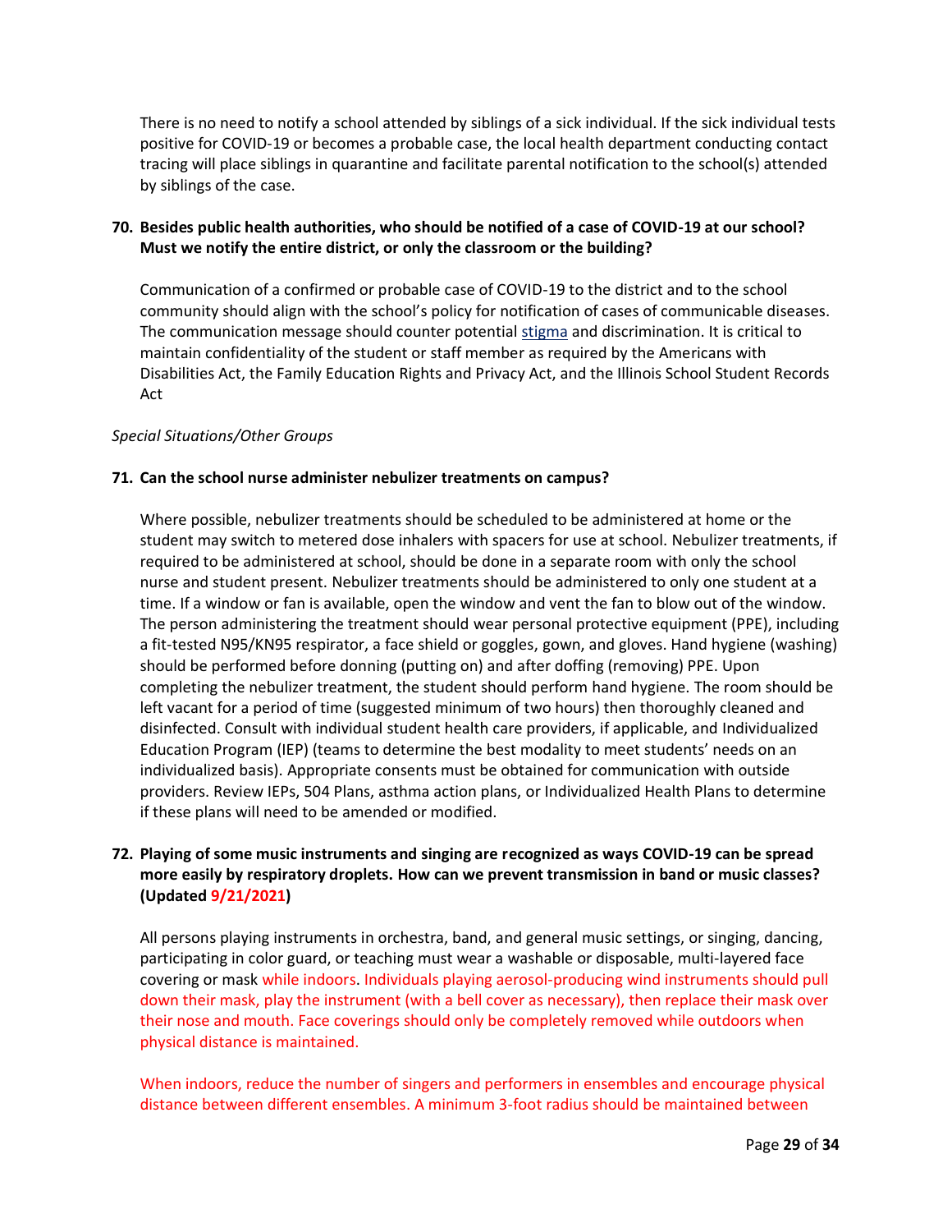There is no need to notify a school attended by siblings of a sick individual. If the sick individual tests positive for COVID-19 or becomes a probable case, the local health department conducting contact tracing will place siblings in quarantine and facilitate parental notification to the school(s) attended by siblings of the case.

**70. Besides public health authorities, who should be notified of a case of COVID-19 at our school? Must we notify the entire district, or only the classroom or the building?**

Communication of a confirmed or probable case of COVID-19 to the district and to the school community should align with the school's policy for notification of cases of communicable diseases. The communication message should counter potential stigma and discrimination. It is critical to maintain confidentiality of the student or staff member as required by the Americans with Disabilities Act, the Family Education Rights and Privacy Act, and the Illinois School Student Records Act

*Special Situations/Other Groups*

**71. Can the school nurse administer nebulizer treatments on campus?**

Where possible, nebulizer treatments should be scheduled to be administered at home or the student may switch to metered dose inhalers with spacers for use at school. Nebulizer treatments, if required to be administered at school, should be done in a separate room with only the school nurse and student present. Nebulizer treatments should be administered to only one student at a time. If a window or fan is available, open the window and vent the fan to blow out of the window. The person administering the treatment should wear personal protective equipment (PPE), including a fit-tested N95/KN95 respirator, a face shield or goggles, gown, and gloves. Hand hygiene (washing) should be performed before donning (putting on) and after doffing (removing) PPE. Upon completing the nebulizer treatment, the student should perform hand hygiene. The room should be left vacant for a period of time (suggested minimum of two hours) then thoroughly cleaned and disinfected. Consult with individual student health care providers, if applicable, and Individualized Education Program (IEP) (teams to determine the best modality to meet students' needs on an individualized basis). Appropriate consents must be obtained for communication with outside providers. Review IEPs, 504 Plans, asthma action plans, or Individualized Health Plans to determine if these plans will need to be amended or modified.

**72. Playing of some music instruments and singing are recognized as ways COVID-19 can be spread more easily by respiratory droplets. How can we prevent transmission in band or music classes? (Updated 9/21/2021)**

All persons playing instruments in orchestra, band, and general music settings, or singing, dancing, participating in color guard, or teaching must wear a washable or disposable, multi-layered face covering or mask while indoors. Individuals playing aerosol-producing wind instruments should pull down their mask, play the instrument (with a bell cover as necessary), then replace their mask over their nose and mouth. Face coverings should only be completely removed while outdoors when physical distance is maintained.

When indoors, reduce the number of singers and performers in ensembles and encourage physical distance between different ensembles. A minimum 3-foot radius should be maintained between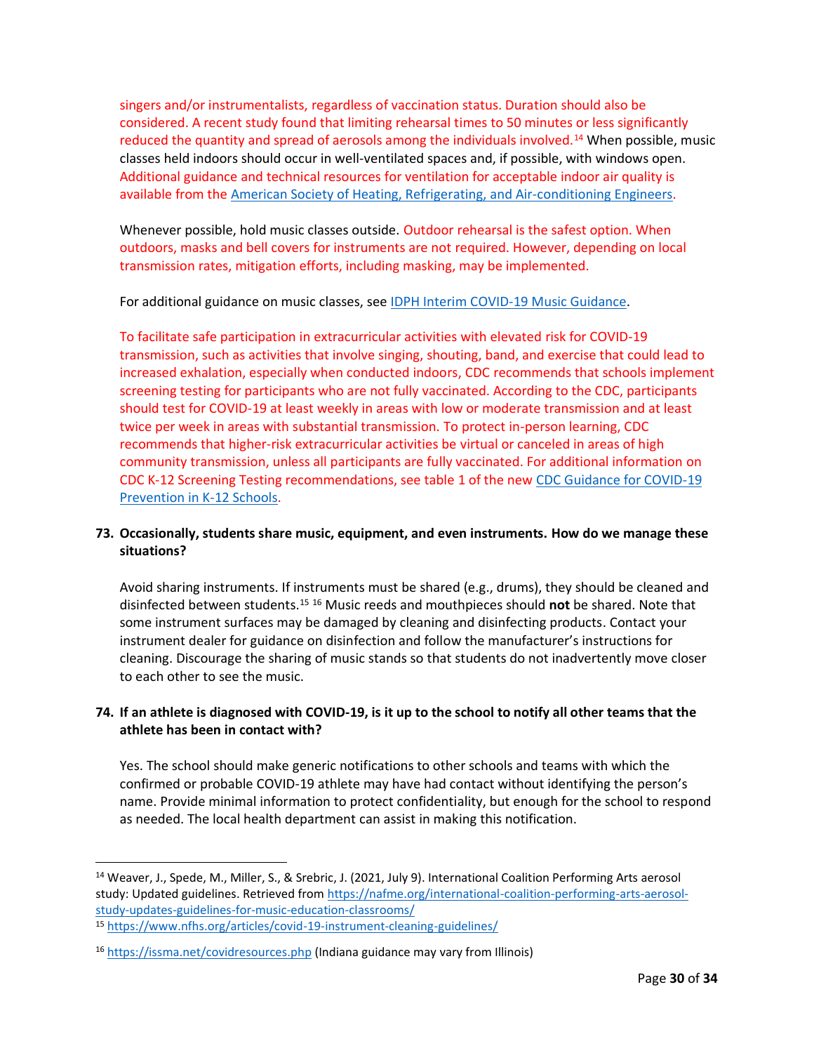singers and/or instrumentalists, regardless of vaccination status. Duration should also be considered. A recent study found that limiting rehearsal times to 50 minutes or less significantly reduced the quantity and spread of aerosols among the individuals involved.[14] When possible, music classes held indoors should occur in well-ventilated spaces and, if possible, with windows open. Additional guidance and technical resources for ventilation for acceptable indoor air quality is available from the American Society of Heating, Refrigerating, and Air-conditioning Engineers.

Whenever possible, hold music classes outside. Outdoor rehearsal is the safest option. When outdoors, masks and bell covers for instruments are not required. However, depending on local transmission rates, mitigation efforts, including masking, may be implemented.

For additional guidance on music classes, see IDPH Interim COVID-19 Music Guidance.

To facilitate safe participation in extracurricular activities with elevated risk for COVID-19 transmission, such as activities that involve singing, shouting, band, and exercise that could lead to increased exhalation, especially when conducted indoors, CDC recommends that schools implement screening testing for participants who are not fully vaccinated. According to the CDC, participants should test for COVID-19 at least weekly in areas with low or moderate transmission and at least twice per week in areas with substantial transmission. To protect in-person learning, CDC recommends that higher-risk extracurricular activities be virtual or canceled in areas of high community transmission, unless all participants are fully vaccinated. For additional information on CDC K-12 Screening Testing recommendations, see table 1 of the new CDC Guidance for COVID-19 Prevention in K-12 Schools.

**73. Occasionally, students share music, equipment, and even instruments. How do we manage these situations?**

Avoid sharing instruments. If instruments must be shared (e.g., drums), they should be cleaned and disinfected between students.[15] [16] Music reeds and mouthpieces should **not** be shared. Note that some instrument surfaces may be damaged by cleaning and disinfecting products. Contact your instrument dealer for guidance on disinfection and follow the manufacturer's instructions for cleaning. Discourage the sharing of music stands so that students do not inadvertently move closer to each other to see the music.

**74. If an athlete is diagnosed with COVID-19, is it up to the school to notify all other teams that the athlete has been in contact with?**

Yes. The school should make generic notifications to other schools and teams with which the confirmed or probable COVID-19 athlete may have had contact without identifying the person's name. Provide minimal information to protect confidentiality, but enough for the school to respond as needed. The local health department can assist in making this notification.

---

[14] Weaver, J., Spede, M., Miller, S., & Srebric, J. (2021, July 9). International Coalition Performing Arts aerosol study: Updated guidelines. Retrieved from https://nafme.org/international-coalition-performing-arts-aerosol-study-updates-guidelines-for-music-education-classrooms/

[15] https://www.nfhs.org/articles/covid-19-instrument-cleaning-guidelines/

[16] https://issma.net/covidresources.php (Indiana guidance may vary from Illinois)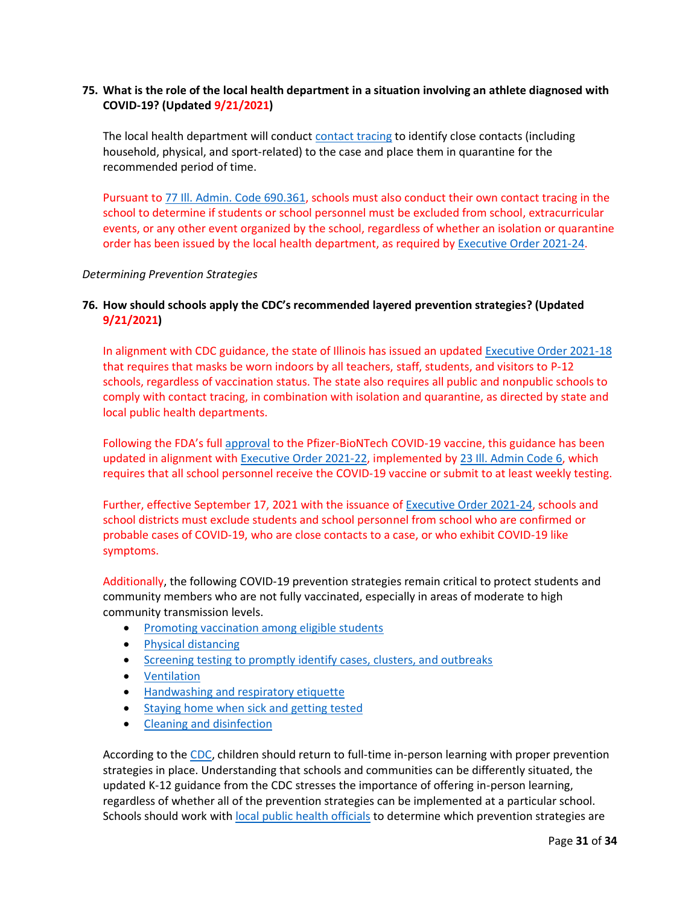**75. What is the role of the local health department in a situation involving an athlete diagnosed with COVID-19? (Updated 9/21/2021)**

The local health department will conduct contact tracing to identify close contacts (including household, physical, and sport-related) to the case and place them in quarantine for the recommended period of time.

Pursuant to 77 Ill. Admin. Code 690.361, schools must also conduct their own contact tracing in the school to determine if students or school personnel must be excluded from school, extracurricular events, or any other event organized by the school, regardless of whether an isolation or quarantine order has been issued by the local health department, as required by Executive Order 2021-24.

*Determining Prevention Strategies*

**76. How should schools apply the CDC's recommended layered prevention strategies? (Updated 9/21/2021)**

In alignment with CDC guidance, the state of Illinois has issued an updated Executive Order 2021-18 that requires that masks be worn indoors by all teachers, staff, students, and visitors to P-12 schools, regardless of vaccination status. The state also requires all public and nonpublic schools to comply with contact tracing, in combination with isolation and quarantine, as directed by state and local public health departments.

Following the FDA's full approval to the Pfizer-BioNTech COVID-19 vaccine, this guidance has been updated in alignment with Executive Order 2021-22, implemented by 23 Ill. Admin Code 6, which requires that all school personnel receive the COVID-19 vaccine or submit to at least weekly testing.

Further, effective September 17, 2021 with the issuance of Executive Order 2021-24, schools and school districts must exclude students and school personnel from school who are confirmed or probable cases of COVID-19, who are close contacts to a case, or who exhibit COVID-19 like symptoms.

Additionally, the following COVID-19 prevention strategies remain critical to protect students and community members who are not fully vaccinated, especially in areas of moderate to high community transmission levels.

- Promoting vaccination among eligible students
- Physical distancing
- Screening testing to promptly identify cases, clusters, and outbreaks
- Ventilation
- Handwashing and respiratory etiquette
- Staying home when sick and getting tested
- Cleaning and disinfection

According to the CDC, children should return to full-time in-person learning with proper prevention strategies in place. Understanding that schools and communities can be differently situated, the updated K-12 guidance from the CDC stresses the importance of offering in-person learning, regardless of whether all of the prevention strategies can be implemented at a particular school. Schools should work with local public health officials to determine which prevention strategies are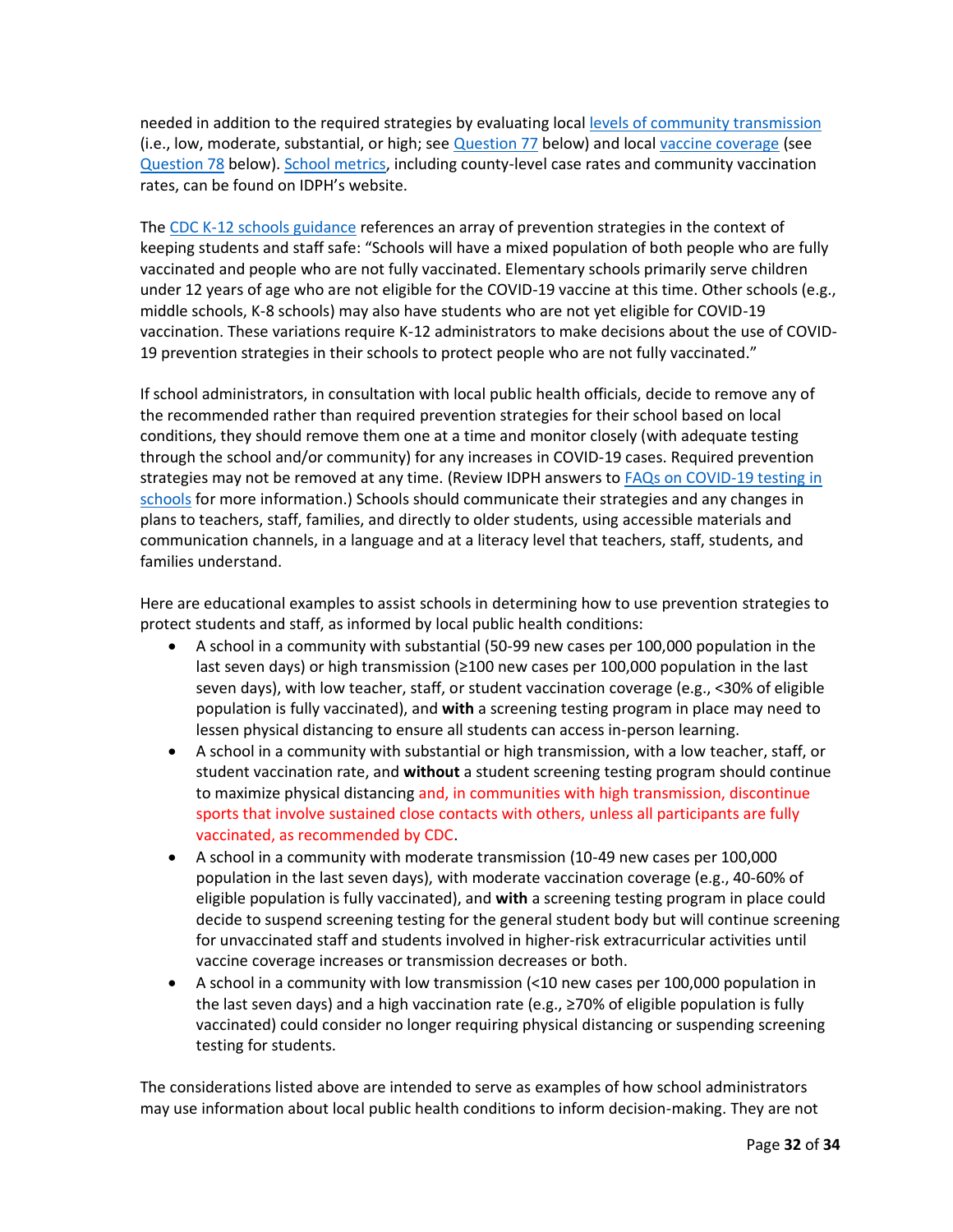needed in addition to the required strategies by evaluating local levels of community transmission (i.e., low, moderate, substantial, or high; see Question 77 below) and local vaccine coverage (see Question 78 below). School metrics, including county-level case rates and community vaccination rates, can be found on IDPH's website.

The CDC K-12 schools guidance references an array of prevention strategies in the context of keeping students and staff safe: "Schools will have a mixed population of both people who are fully vaccinated and people who are not fully vaccinated. Elementary schools primarily serve children under 12 years of age who are not eligible for the COVID-19 vaccine at this time. Other schools (e.g., middle schools, K-8 schools) may also have students who are not yet eligible for COVID-19 vaccination. These variations require K-12 administrators to make decisions about the use of COVID-19 prevention strategies in their schools to protect people who are not fully vaccinated."

If school administrators, in consultation with local public health officials, decide to remove any of the recommended rather than required prevention strategies for their school based on local conditions, they should remove them one at a time and monitor closely (with adequate testing through the school and/or community) for any increases in COVID-19 cases. Required prevention strategies may not be removed at any time. (Review IDPH answers to FAQs on COVID-19 testing in schools for more information.) Schools should communicate their strategies and any changes in plans to teachers, staff, families, and directly to older students, using accessible materials and communication channels, in a language and at a literacy level that teachers, staff, students, and families understand.

Here are educational examples to assist schools in determining how to use prevention strategies to protect students and staff, as informed by local public health conditions:

- A school in a community with substantial (50-99 new cases per 100,000 population in the last seven days) or high transmission (≥100 new cases per 100,000 population in the last seven days), with low teacher, staff, or student vaccination coverage (e.g., <30% of eligible population is fully vaccinated), and **with** a screening testing program in place may need to lessen physical distancing to ensure all students can access in-person learning.
- A school in a community with substantial or high transmission, with a low teacher, staff, or student vaccination rate, and **without** a student screening testing program should continue to maximize physical distancing and, in communities with high transmission, discontinue sports that involve sustained close contacts with others, unless all participants are fully vaccinated, as recommended by CDC.
- A school in a community with moderate transmission (10-49 new cases per 100,000 population in the last seven days), with moderate vaccination coverage (e.g., 40-60% of eligible population is fully vaccinated), and **with** a screening testing program in place could decide to suspend screening testing for the general student body but will continue screening for unvaccinated staff and students involved in higher-risk extracurricular activities until vaccine coverage increases or transmission decreases or both.
- A school in a community with low transmission (<10 new cases per 100,000 population in the last seven days) and a high vaccination rate (e.g., ≥70% of eligible population is fully vaccinated) could consider no longer requiring physical distancing or suspending screening testing for students.

The considerations listed above are intended to serve as examples of how school administrators may use information about local public health conditions to inform decision-making. They are not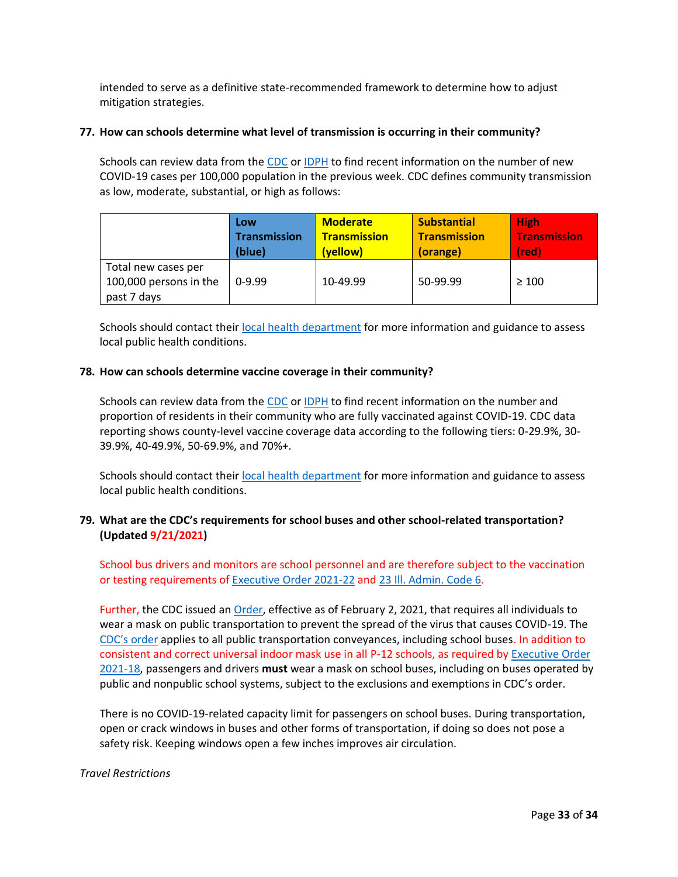intended to serve as a definitive state-recommended framework to determine how to adjust mitigation strategies.

**77. How can schools determine what level of transmission is occurring in their community?**

Schools can review data from the CDC or IDPH to find recent information on the number of new COVID-19 cases per 100,000 population in the previous week. CDC defines community transmission as low, moderate, substantial, or high as follows:

| | Low Transmission (blue) | Moderate Transmission (yellow) | Substantial Transmission (orange) | High Transmission (red) |
|---|---|---|---|---|
| Total new cases per 100,000 persons in the past 7 days | 0-9.99 | 10-49.99 | 50-99.99 | ≥ 100 |

Schools should contact their local health department for more information and guidance to assess local public health conditions.

**78. How can schools determine vaccine coverage in their community?**

Schools can review data from the CDC or IDPH to find recent information on the number and proportion of residents in their community who are fully vaccinated against COVID-19. CDC data reporting shows county-level vaccine coverage data according to the following tiers: 0-29.9%, 30-39.9%, 40-49.9%, 50-69.9%, and 70%+.

Schools should contact their local health department for more information and guidance to assess local public health conditions.

**79. What are the CDC's requirements for school buses and other school-related transportation? (Updated 9/21/2021)**

School bus drivers and monitors are school personnel and are therefore subject to the vaccination or testing requirements of Executive Order 2021-22 and 23 Ill. Admin. Code 6.

Further, the CDC issued an Order, effective as of February 2, 2021, that requires all individuals to wear a mask on public transportation to prevent the spread of the virus that causes COVID-19. The CDC's order applies to all public transportation conveyances, including school buses. In addition to consistent and correct universal indoor mask use in all P-12 schools, as required by Executive Order 2021-18, passengers and drivers **must** wear a mask on school buses, including on buses operated by public and nonpublic school systems, subject to the exclusions and exemptions in CDC's order.

There is no COVID-19-related capacity limit for passengers on school buses. During transportation, open or crack windows in buses and other forms of transportation, if doing so does not pose a safety risk. Keeping windows open a few inches improves air circulation.

*Travel Restrictions*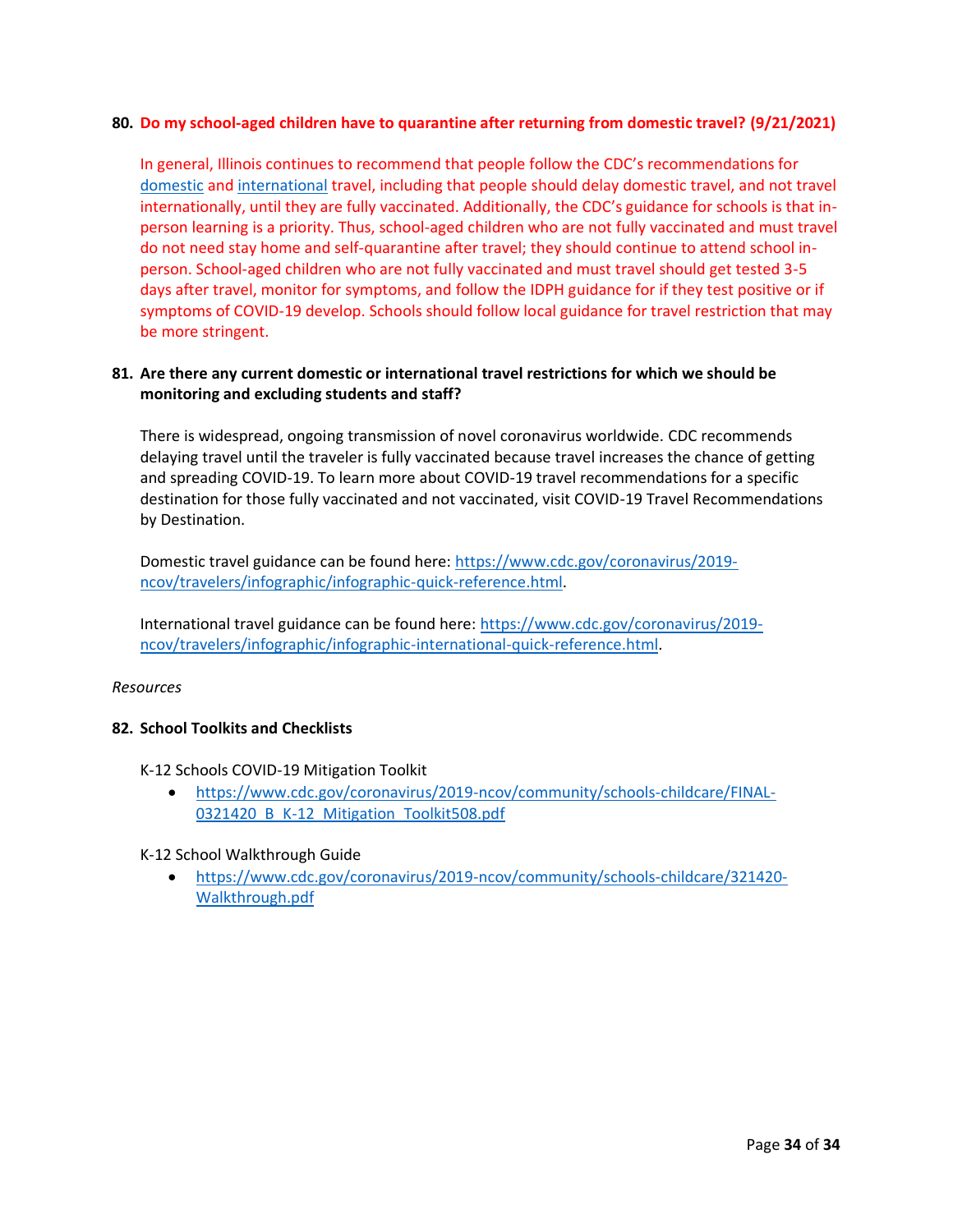**80. Do my school-aged children have to quarantine after returning from domestic travel? (9/21/2021)**

In general, Illinois continues to recommend that people follow the CDC's recommendations for domestic and international travel, including that people should delay domestic travel, and not travel internationally, until they are fully vaccinated. Additionally, the CDC's guidance for schools is that in-person learning is a priority. Thus, school-aged children who are not fully vaccinated and must travel do not need stay home and self-quarantine after travel; they should continue to attend school in-person. School-aged children who are not fully vaccinated and must travel should get tested 3-5 days after travel, monitor for symptoms, and follow the IDPH guidance for if they test positive or if symptoms of COVID-19 develop. Schools should follow local guidance for travel restriction that may be more stringent.

**81. Are there any current domestic or international travel restrictions for which we should be monitoring and excluding students and staff?**

There is widespread, ongoing transmission of novel coronavirus worldwide. CDC recommends delaying travel until the traveler is fully vaccinated because travel increases the chance of getting and spreading COVID-19. To learn more about COVID-19 travel recommendations for a specific destination for those fully vaccinated and not vaccinated, visit COVID-19 Travel Recommendations by Destination.

Domestic travel guidance can be found here: https://www.cdc.gov/coronavirus/2019-ncov/travelers/infographic/infographic-quick-reference.html.

International travel guidance can be found here: https://www.cdc.gov/coronavirus/2019-ncov/travelers/infographic/infographic-international-quick-reference.html.

*Resources*

**82. School Toolkits and Checklists**

K-12 Schools COVID-19 Mitigation Toolkit

- https://www.cdc.gov/coronavirus/2019-ncov/community/schools-childcare/FINAL-0321420_B_K-12_Mitigation_Toolkit508.pdf

K-12 School Walkthrough Guide

- https://www.cdc.gov/coronavirus/2019-ncov/community/schools-childcare/321420-Walkthrough.pdf